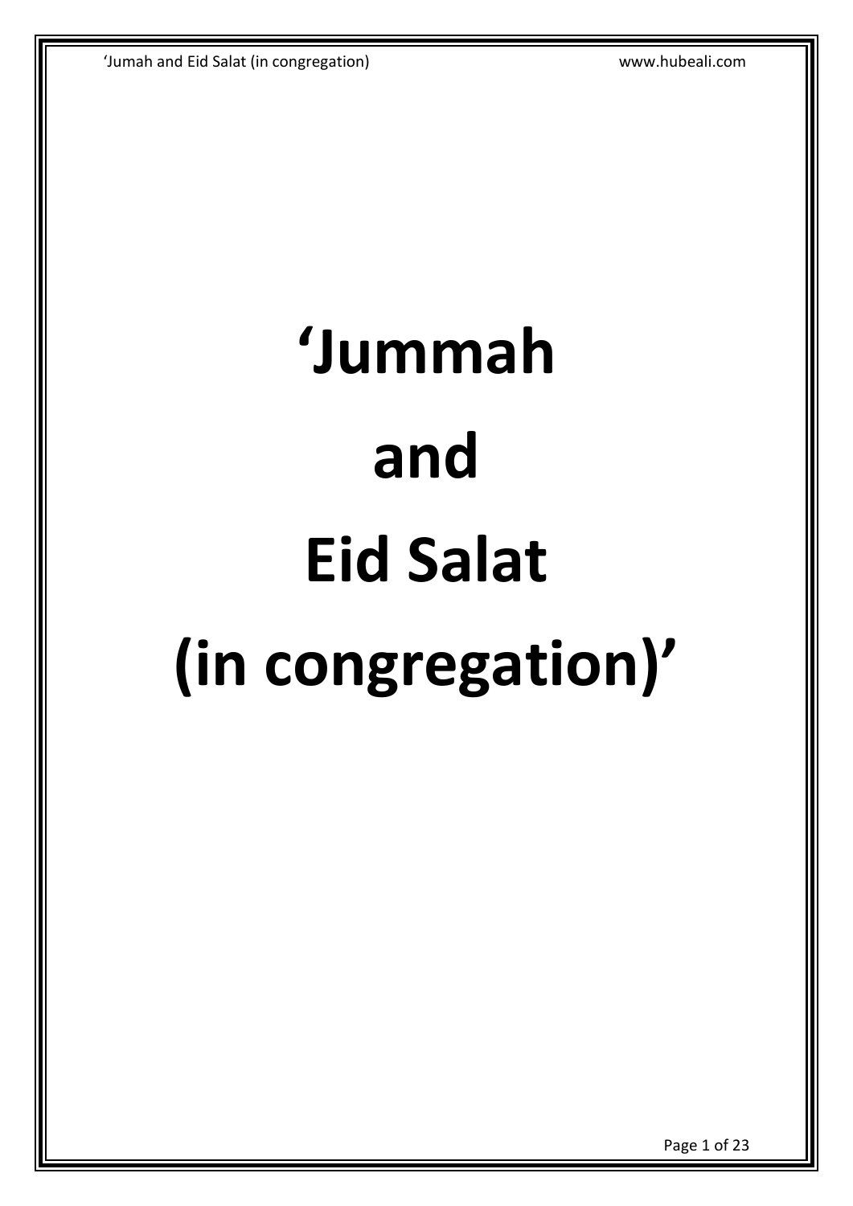# 'Jummah and Eid Salat (in congregation)'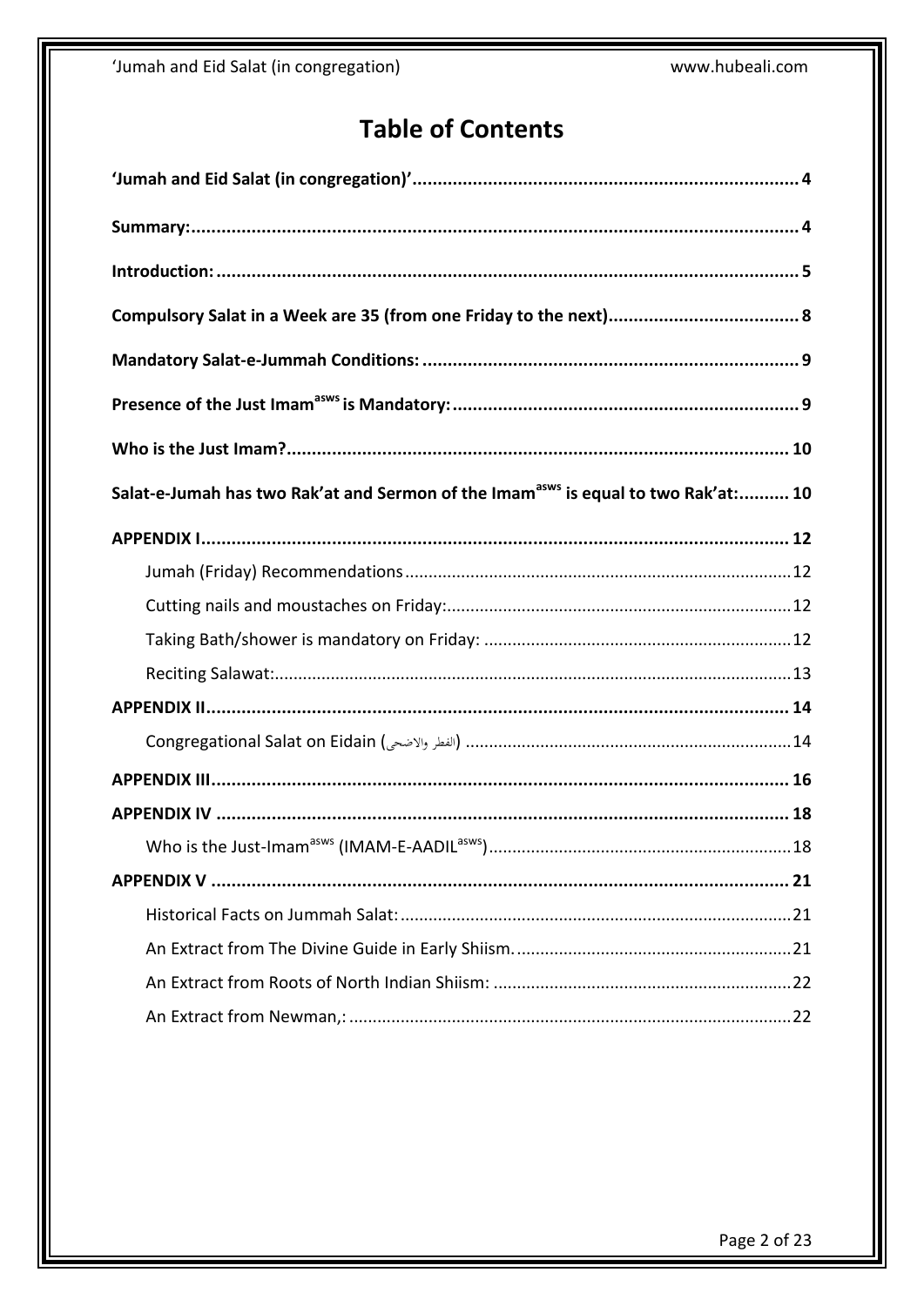# Table of Contents

**'Jumah and Eid Salat (in congregation)'** ........................................................................... 4

**Summary:** ........................................................................................................................ 4

**Introduction:** .................................................................................................................... 5

**Compulsory Salat in a Week are 35 (from one Friday to the next)** ..................................... 8

**Mandatory Salat-e-Jummah Conditions:** ........................................................................... 9

**Presence of the Just Imam[asws] is Mandatory:** ................................................................... 9

**Who is the Just Imam?** .................................................................................................... 10

**Salat-e-Jumah has two Rak'at and Sermon of the Imam[asws] is equal to two Rak'at:** .......... 10

**APPENDIX I** .................................................................................................................... 12

- Jumah (Friday) Recommendations ................................................................................. 12
- Cutting nails and moustaches on Friday: ......................................................................... 12
- Taking Bath/shower is mandatory on Friday: ................................................................. 12
- Reciting Salawat: ............................................................................................................. 13

**APPENDIX II** ................................................................................................................... 14

- Congregational Salat on Eidain (الفطر والاضحی) ..................................................................... 14

**APPENDIX III** .................................................................................................................. 16

**APPENDIX IV** .................................................................................................................. 18

- Who is the Just-Imam[asws] (IMAM-E-AADIL[asws]) ................................................................. 18

**APPENDIX V** ................................................................................................................... 21

- Historical Facts on Jummah Salat: ................................................................................... 21
- An Extract from The Divine Guide in Early Shiism. .......................................................... 21
- An Extract from Roots of North Indian Shiism: ................................................................ 22
- An Extract from Newman,: .............................................................................................. 22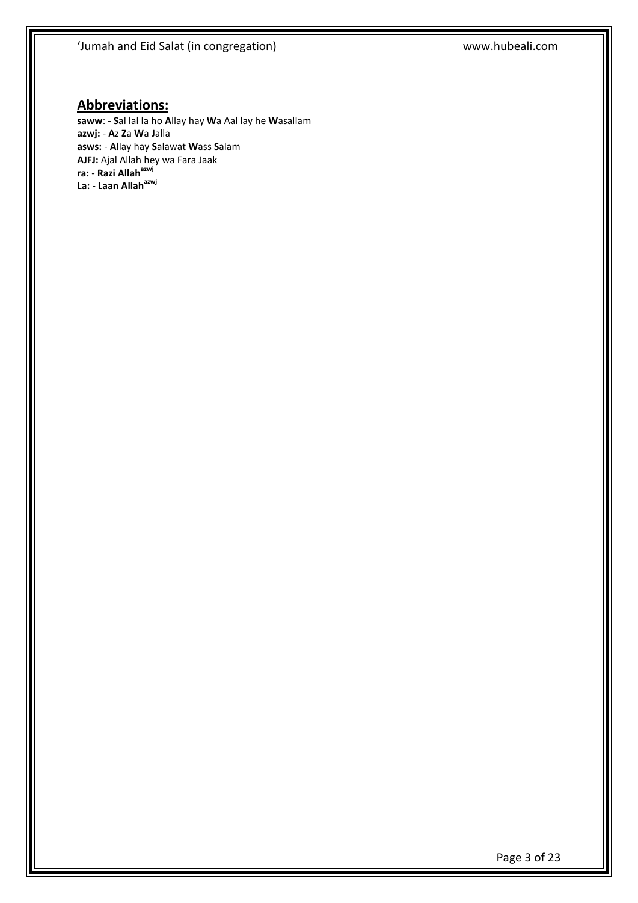## Abbreviations:

**saww**: - **S**al lal la ho **A**llay hay **W**a Aal lay he **W**asallam
**azwj:** - **A**z **Z**a **W**a **J**alla
**asws:** - **A**llay hay **S**alawat **W**ass **S**alam
**AJFJ:** Ajal Allah hey wa Fara Jaak
**ra:** - **Razi Allah**azwj
**La:** - **Laan Allah**azwj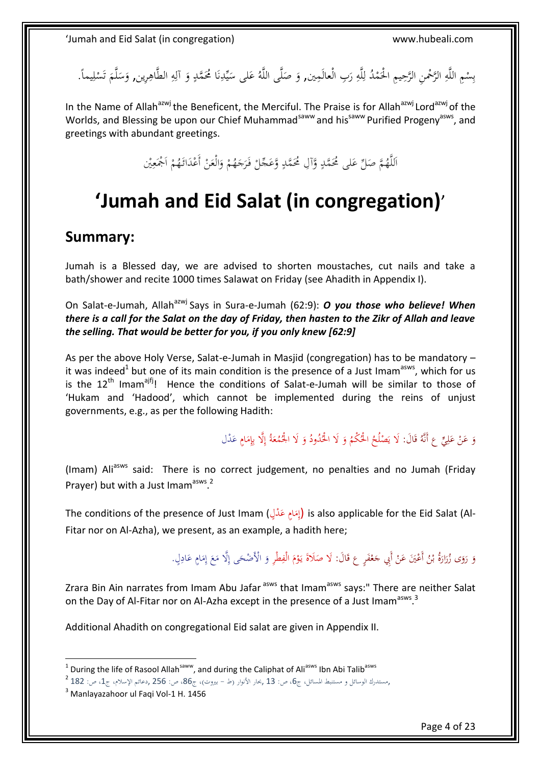بِسْمِ اللَّهِ الرَّحْمنِ الرَّحِيمِ الْحَمْدُ لِلَّهِ رَبِ الْعالَمِين, وَ صَلَّى اللَّهُ عَلى سَيِّدِنَا مُحَمَّدٍ وَ آلِهِ الطَّاهِرِين, وَسَلَّمَ تَسْلِيماً.

In the Name of Allah[azwj] the Beneficent, the Merciful. The Praise is for Allah[azwj] Lord[azwj] of the Worlds, and Blessing be upon our Chief Muhammad[saww] and his[saww] Purified Progeny[asws], and greetings with abundant greetings.

اَللَّهُمَّ صَلِّ عَلى مُحَمَّدٍ وَّآلِ مُحَمَّدٍ وَّعَجِّلْ فَرَجَهُمْ وَالْعَنْ أَعْدَائَهُمْ اَجْمَعِيْن

# 'Jumah and Eid Salat (in congregation)'

## Summary:

Jumah is a Blessed day, we are advised to shorten moustaches, cut nails and take a bath/shower and recite 1000 times Salawat on Friday (see Ahadith in Appendix I).

On Salat-e-Jumah, Allah[azwj] Says in Sura-e-Jumah (62:9): ***O you those who believe! When there is a call for the Salat on the day of Friday, then hasten to the Zikr of Allah and leave the selling. That would be better for you, if you only knew [62:9]***

As per the above Holy Verse, Salat-e-Jumah in Masjid (congregation) has to be mandatory – it was indeed[1] but one of its main condition is the presence of a Just Imam[asws], which for us is the 12[th] Imam[ajfj]! Hence the conditions of Salat-e-Jumah will be similar to those of 'Hukam and 'Hadood', which cannot be implemented during the reins of unjust governments, e.g., as per the following Hadith:

وَ عَنْ عَلِيٍّ ع أَنَّهُ قَالَ: لَا يَصْلُحُ الْحُكْمُ وَ لَا الْحُدُودُ وَ لَا الْجُمُعَةُ إِلَّا بِإِمَامٍ عَدْلٍ

(Imam) Ali[asws] said: There is no correct judgement, no penalties and no Jumah (Friday Prayer) but with a Just Imam[asws].[2]

The conditions of the presence of Just Imam (إِمَامٍ عَدْلٍ) is also applicable for the Eid Salat (Al-Fitar nor on Al-Azha), we present, as an example, a hadith here;

وَ رَوَى زُرَارَةُ بْنُ أَعْيَنَ عَنْ أَبِي جَعْفَرٍ ع قَالَ: لَا صَلَاةَ يَوْمَ الْفِطْرِ وَ الْأَضْحَى إِلَّا مَعَ إِمَامٍ عَادِلٍ.

Zrara Bin Ain narrates from Imam Abu Jafar [asws] that Imam[asws] says:" There are neither Salat on the Day of Al-Fitar nor on Al-Azha except in the presence of a Just Imam[asws].[3]

Additional Ahadith on congregational Eid salat are given in Appendix II.

---

[1] During the life of Rasool Allah[saww], and during the Caliphat of Ali[asws] Ibn Abi Talib[asws]

[2] مستدرك الوسائل و مستنبط المسائل، ج6، ص: 13 ,بحار الأنوار (ط - بيروت)، ج86، ص: 256 ,دعائم الإسلام، ج1، ص: 182,

[3] Manlayazahoor ul Faqi Vol-1 H. 1456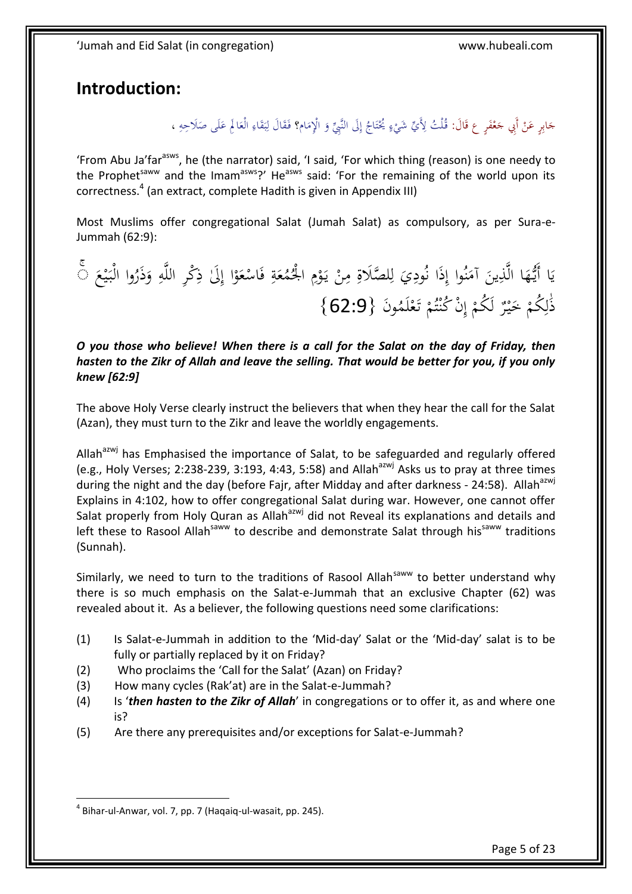# Introduction:

جَابِرٍ عَنْ أَبِي جَعْفَرٍ ع قَالَ: قُلْتُ لِأَيِّ شَيْءٍ يُحْتَاجُ إِلَى النَّبِيِّ وَ الْإِمَامِ؟ فَقَالَ لِبَقَاءِ الْعَالَمِ عَلَى صَلَاحِهِ ،

'From Abu Ja'far[asws], he (the narrator) said, 'I said, 'For which thing (reason) is one needy to the Prophet[saww] and the Imam[asws]?' He[asws] said: 'For the remaining of the world upon its correctness.[4] (an extract, complete Hadith is given in Appendix III)

Most Muslims offer congregational Salat (Jumah Salat) as compulsory, as per Sura-e-Jummah (62:9):

يَا أَيُّهَا الَّذِينَ آمَنُوا إِذَا نُودِيَ لِلصَّلَاةِ مِنْ يَوْمِ الْجُمُعَةِ فَاسْعَوْا إِلَىٰ ذِكْرِ اللَّهِ وَذَرُوا الْبَيْعَ ۚ ذَٰلِكُمْ خَيْرٌ لَكُمْ إِنْ كُنْتُمْ تَعْلَمُونَ {62:9}

***O you those who believe! When there is a call for the Salat on the day of Friday, then hasten to the Zikr of Allah and leave the selling. That would be better for you, if you only knew [62:9]***

The above Holy Verse clearly instruct the believers that when they hear the call for the Salat (Azan), they must turn to the Zikr and leave the worldly engagements.

Allah[azwj] has Emphasised the importance of Salat, to be safeguarded and regularly offered (e.g., Holy Verses; 2:238-239, 3:193, 4:43, 5:58) and Allah[azwj] Asks us to pray at three times during the night and the day (before Fajr, after Midday and after darkness - 24:58). Allah[azwj] Explains in 4:102, how to offer congregational Salat during war. However, one cannot offer Salat properly from Holy Quran as Allah[azwj] did not Reveal its explanations and details and left these to Rasool Allah[saww] to describe and demonstrate Salat through his[saww] traditions (Sunnah).

Similarly, we need to turn to the traditions of Rasool Allah[saww] to better understand why there is so much emphasis on the Salat-e-Jummah that an exclusive Chapter (62) was revealed about it. As a believer, the following questions need some clarifications:

(1) Is Salat-e-Jummah in addition to the 'Mid-day' Salat or the 'Mid-day' salat is to be fully or partially replaced by it on Friday?

(2) Who proclaims the 'Call for the Salat' (Azan) on Friday?

(3) How many cycles (Rak'at) are in the Salat-e-Jummah?

(4) Is '***then hasten to the Zikr of Allah***' in congregations or to offer it, as and where one is?

(5) Are there any prerequisites and/or exceptions for Salat-e-Jummah?

---

[4] Bihar-ul-Anwar, vol. 7, pp. 7 (Haqaiq-ul-wasait, pp. 245).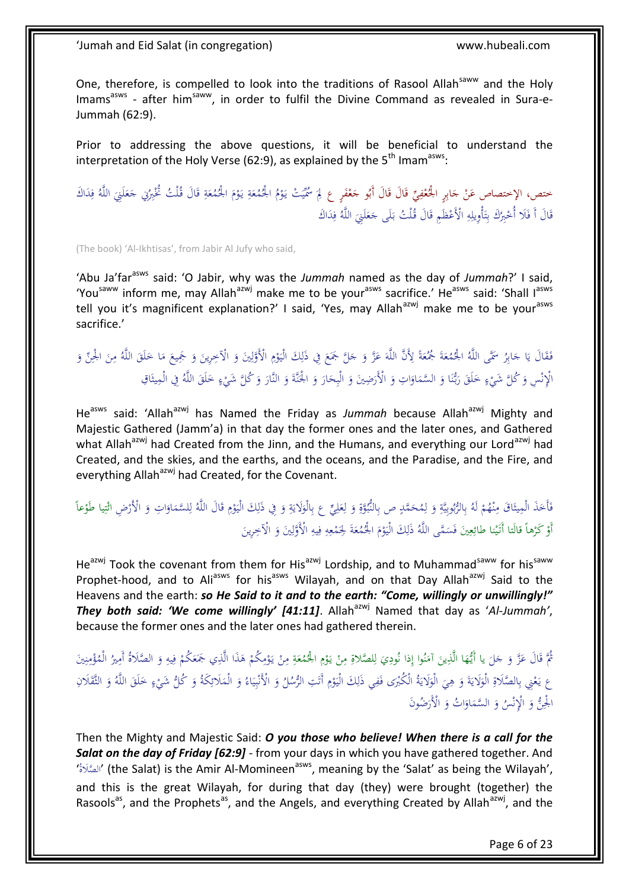One, therefore, is compelled to look into the traditions of Rasool Allah[saww] and the Holy Imams[asws] - after him[saww], in order to fulfil the Divine Command as revealed in Sura-e-Jummah (62:9).

Prior to addressing the above questions, it will be beneficial to understand the interpretation of the Holy Verse (62:9), as explained by the 5th Imam[asws]:

ختص، الإختصاص عَنْ جَابِرٍ الْجُعْفِيِّ قَالَ قَالَ أَبُو جَعْفَرٍ ع لِمَ سُمِّيَتْ يَوْمُ الْجُمُعَةِ يَوْمَ الْجُمُعَةِ قَالَ قُلْتُ تُخْبِرُنِي جَعَلَنِيَ اللَّهُ فِدَاكَ قَالَ أَ فَلَا أُخْبِرُكَ بِتَأْوِيلِهِ الْأَعْظَمِ قَالَ قُلْتُ بَلَى جَعَلَنِيَ اللَّهُ فِدَاكَ

(The book) 'Al-Ikhtisas', from Jabir Al Jufy who said,

'Abu Ja'far[asws] said: 'O Jabir, why was the *Jummah* named as the day of *Jummah*?' I said, 'You[saww] inform me, may Allah[azwj] make me to be your[asws] sacrifice.' He[asws] said: 'Shall I[asws] tell you it's magnificent explanation?' I said, 'Yes, may Allah[azwj] make me to be your[asws] sacrifice.'

فَقَالَ يَا جَابِرُ سَمَّى اللَّهُ الْجُمُعَةَ جُمُعَةً لِأَنَّ اللَّهَ عَزَّ وَ جَلَّ جَمَعَ فِي ذَلِكَ الْيَوْمِ الْأَوَّلِينَ وَ الْآخِرِينَ وَ جَمِيعَ مَا خَلَقَ اللَّهُ مِنَ الْجِنِّ وَ الْإِنْسِ وَ كُلَّ شَيْءٍ خَلَقَ رَبُّنَا وَ السَّمَاوَاتِ وَ الْأَرَضِينَ وَ الْبِحَارَ وَ الْجَنَّةَ وَ النَّارَ وَ كُلَّ شَيْءٍ خَلَقَ اللَّهُ فِي الْمِيثَاقِ

He[asws] said: 'Allah[azwj] has Named the Friday as *Jummah* because Allah[azwj] Mighty and Majestic Gathered (Jamm'a) in that day the former ones and the later ones, and Gathered what Allah[azwj] had Created from the Jinn, and the Humans, and everything our Lord[azwj] had Created, and the skies, and the earths, and the oceans, and the Paradise, and the Fire, and everything Allah[azwj] had Created, for the Covenant.

فَأَخَذَ الْمِيثَاقَ مِنْهُمْ لَهُ بِالرُّبُوبِيَّةِ وَ لِمُحَمَّدٍ ص بِالنُّبُوَّةِ وَ لِعَلِيٍّ ع بِالْوَلَايَةِ وَ فِي ذَلِكَ الْيَوْمِ قَالَ اللَّهُ لِلسَّمَاوَاتِ وَ الْأَرْضِ ائْتِيا طَوْعاً أَوْ كَرْهاً قالَتا أَتَيْنا طائِعِينَ فَسَمَّى اللَّهُ ذَلِكَ الْيَوْمَ الْجُمُعَةَ لِجَمْعِهِ فِيهِ الْأَوَّلِينَ وَ الْآخِرِينَ

He[azwj] Took the covenant from them for His[azwj] Lordship, and to Muhammad[saww] for his[saww] Prophet-hood, and to Ali[asws] for his[asws] Wilayah, and on that Day Allah[azwj] Said to the Heavens and the earth: ***so He Said to it and to the earth: "Come, willingly or unwillingly!" They both said: 'We come willingly' [41:11]***. Allah[azwj] Named that day as '*Al-Jummah'*, because the former ones and the later ones had gathered therein.

ثُمَّ قَالَ عَزَّ وَ جَلَ يا أَيُّهَا الَّذِينَ آمَنُوا إِذا نُودِيَ لِلصَّلاةِ مِنْ يَوْمِ الْجُمُعَةِ مِنْ يَوْمِكُمْ هَذَا الَّذِي جَمَعَكُمْ فِيهِ وَ الصَّلَاةُ أَمِيرُ الْمُؤْمِنِينَ ع يَعْنِي بِالصَّلَاةِ الْوَلَايَةَ وَ هِيَ الْوَلَايَةُ الْكُبْرَى فَفِي ذَلِكَ الْيَوْمِ أَتَتِ الرُّسُلُ وَ الْأَنْبِيَاءُ وَ الْمَلَائِكَةُ وَ كُلُّ شَيْءٍ خَلَقَ اللَّهُ وَ الثَّقَلَانِ الْجِنُّ وَ الْإِنْسُ وَ السَّمَاوَاتُ وَ الْأَرَضُونَ

Then the Mighty and Majestic Said: ***O you those who believe! When there is a call for the Salat on the day of Friday [62:9]*** - from your days in which you have gathered together. And 'الصَّلَاةُ' (the Salat) is the Amir Al-Momineen[asws], meaning by the 'Salat' as being the Wilayah', and this is the great Wilayah, for during that day (they) were brought (together) the Rasools[as], and the Prophets[as], and the Angels, and everything Created by Allah[azwj], and the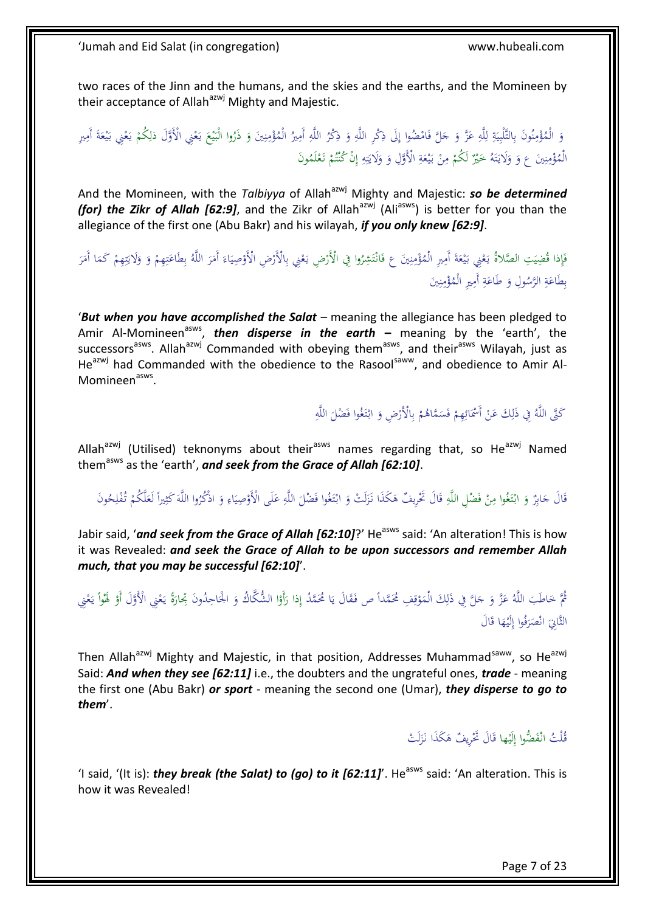two races of the Jinn and the humans, and the skies and the earths, and the Momineen by their acceptance of Allah[azwj] Mighty and Majestic.

وَ الْمُؤْمِنُونَ بِالتَّلْبِيَةِ لِلَّهِ عَزَّ وَ جَلَّ فَامْضُوا إِلَى ذِكْرِ اللَّهِ وَ ذِكْرُ اللَّهِ أَمِيرُ الْمُؤْمِنِينَ وَ ذَرُوا الْبَيْعَ يَعْنِي الْأَوَّلَ ذلِكُمْ يَعْنِي بَيْعَةَ أَمِيرِ الْمُؤْمِنِينَ ع وَ وَلَايَتَهُ خَيْرٌ لَكُمْ مِنْ بَيْعَةِ الْأَوَّلِ وَ وَلَايَتِهِ إِنْ كُنْتُمْ تَعْلَمُونَ

And the Momineen, with the *Talbiyya* of Allah[azwj] Mighty and Majestic: ***so be determined (for) the Zikr of Allah [62:9]***, and the Zikr of Allah[azwj] (Ali[asws]) is better for you than the allegiance of the first one (Abu Bakr) and his wilayah, ***if you only knew [62:9]***.

فَإِذا قُضِيَتِ الصَّلاةُ يَعْنِي بَيْعَةَ أَمِيرِ الْمُؤْمِنِينَ ع فَانْتَشِرُوا فِي الْأَرْضِ يَعْنِي بِالْأَرْضِ الْأَوْصِيَاءَ أَمَرَ اللَّهُ بِطَاعَتِهِمْ وَ وَلَايَتِهِمْ كَمَا أَمَرَ بِطَاعَةِ الرَّسُولِ وَ طَاعَةِ أَمِيرِ الْمُؤْمِنِينَ

'***But when you have accomplished the Salat*** – meaning the allegiance has been pledged to Amir Al-Momineen[asws], ***then disperse in the earth –*** meaning by the 'earth', the successors[asws]. Allah[azwj] Commanded with obeying them[asws], and their[asws] Wilayah, just as He[azwj] had Commanded with the obedience to the Rasool[saww], and obedience to Amir Al-Momineen[asws].

كَنَّى اللَّهُ فِي ذَلِكَ عَنْ أَسْمَائِهِمْ فَسَمَّاهُمْ بِالْأَرْضِ وَ ابْتَغُوا فَضْلَ اللَّهِ

Allah[azwj] (Utilised) teknonyms about their[asws] names regarding that, so He[azwj] Named them[asws] as the 'earth', ***and seek from the Grace of Allah [62:10]***.

قَالَ جَابِرٌ وَ ابْتَغُوا مِنْ فَضْلِ اللَّهِ قَالَ تَحْرِيفٌ هَكَذَا نَزَلَتْ وَ ابْتَغُوا فَضْلَ اللَّهِ عَلَى الْأَوْصِيَاءِ وَ اذْكُرُوا اللَّهَ كَثِيراً لَعَلَّكُمْ تُفْلِحُونَ

Jabir said, '***and seek from the Grace of Allah [62:10]***?' He[asws] said: 'An alteration! This is how it was Revealed: ***and seek the Grace of Allah to be upon successors and remember Allah much, that you may be successful [62:10]***'.

ثُمَّ خَاطَبَ اللَّهُ عَزَّ وَ جَلَّ فِي ذَلِكَ الْمَوْقِفِ مُحَمَّداً ص فَقَالَ يَا مُحَمَّدُ إِذا رَأَوْا الشُّكَّاكُ وَ الْجَاحِدُونَ تِجارَةً يَعْنِي الْأَوَّلَ أَوْ لَهْواً يَعْنِي الثَّانِيَ انْصَرَفُوا إِلَيْها قَالَ

Then Allah[azwj] Mighty and Majestic, in that position, Addresses Muhammad[saww], so He[azwj] Said: ***And when they see [62:11]*** i.e., the doubters and the ungrateful ones, ***trade*** - meaning the first one (Abu Bakr) ***or sport*** - meaning the second one (Umar), ***they disperse to go to them***'.

قُلْتُ انْفَضُّوا إِلَيْها قَالَ تَحْرِيفٌ هَكَذَا نَزَلَتْ

'I said, '(It is): ***they break (the Salat) to (go) to it [62:11]***'. He[asws] said: 'An alteration. This is how it was Revealed!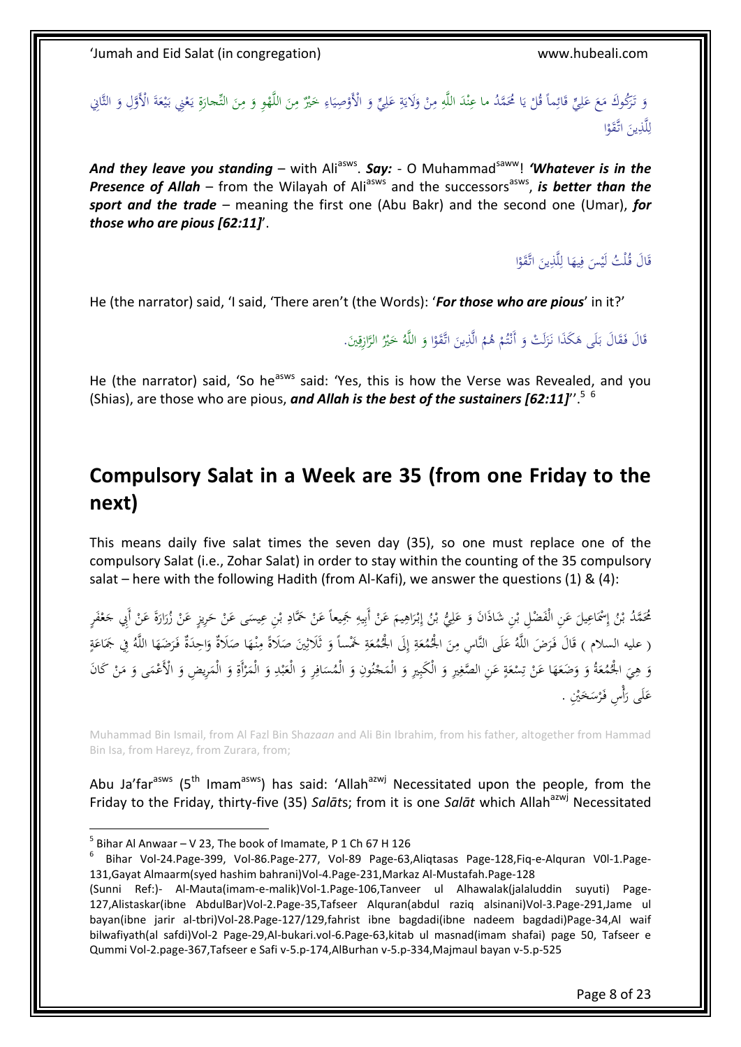وَ تَرَكُوكَ مَعَ عَلِيٍّ قَائِماً قُلْ يَا مُحَمَّدُ ما عِنْدَ اللَّهِ مِنْ وَلَايَةِ عَلِيٍّ وَ الْأَوْصِيَاءِ خَيْرٌ مِنَ اللَّهْوِ وَ مِنَ التِّجارَةِ يَعْنِي بَيْعَةَ الْأَوَّلِ وَ الثَّانِي لِلَّذِينَ اتَّقَوْا

***And they leave you standing*** – with Ali[asws]. ***Say:*** - O Muhammad[saww]! ***'Whatever is in the Presence of Allah*** – from the Wilayah of Ali[asws] and the successors[asws], ***is better than the sport and the trade*** – meaning the first one (Abu Bakr) and the second one (Umar), ***for those who are pious [62:11]***'.

قَالَ قُلْتُ لَيْسَ فِيهَا لِلَّذِينَ اتَّقَوْا

He (the narrator) said, 'I said, 'There aren't (the Words): '***For those who are pious***' in it?'

قَالَ فَقَالَ بَلَى هَكَذَا نَزَلَتْ وَ أَنْتُمْ هُمُ الَّذِينَ اتَّقَوْا وَ اللَّهُ خَيْرُ الرَّازِقِينَ.

He (the narrator) said, 'So he[asws] said: 'Yes, this is how the Verse was Revealed, and you (Shias), are those who are pious, ***and Allah is the best of the sustainers [62:11]***''.[5] [6]

## Compulsory Salat in a Week are 35 (from one Friday to the next)

This means daily five salat times the seven day (35), so one must replace one of the compulsory Salat (i.e., Zohar Salat) in order to stay within the counting of the 35 compulsory salat – here with the following Hadith (from Al-Kafi), we answer the questions (1) & (4):

مُحَمَّدُ بْنُ إِسْمَاعِيلَ عَنِ الْفَضْلِ بْنِ شَاذَانَ وَ عَلِيُّ بْنُ إِبْرَاهِيمَ عَنْ أَبِيهِ جَمِيعاً عَنْ حَمَّادِ بْنِ عِيسَى عَنْ حَرِيزٍ عَنْ زُرَارَةَ عَنْ أَبِي جَعْفَرٍ ( عليه السلام ) قَالَ فَرَضَ اللَّهُ عَلَى النَّاسِ مِنَ الْجُمُعَةِ إِلَى الْجُمُعَةِ خَمْساً وَ ثَلَاثِينَ صَلَاةً مِنْهَا صَلَاةٌ وَاحِدَةٌ فَرَضَهَا اللَّهُ فِي جَمَاعَةٍ وَ هِيَ الْجُمُعَةُ وَ وَضَعَهَا عَنْ تِسْعَةٍ عَنِ الصَّغِيرِ وَ الْكَبِيرِ وَ الْمَجْنُونِ وَ الْمُسَافِرِ وَ الْعَبْدِ وَ الْمَرْأَةِ وَ الْمَرِيضِ وَ الْأَعْمَى وَ مَنْ كَانَ عَلَى رَأْسِ فَرْسَخَيْنِ .

Muhammad Bin Ismail, from Al Fazl Bin Sh*azaan* and Ali Bin Ibrahim, from his father, altogether from Hammad Bin Isa, from Hareyz, from Zurara, from;

Abu Ja'far[asws] (5[th] Imam[asws]) has said: 'Allah[azwj] Necessitated upon the people, from the Friday to the Friday, thirty-five (35) *Salāt*s; from it is one *Salāt* which Allah[azwj] Necessitated

---

[5] Bihar Al Anwaar – V 23, The book of Imamate, P 1 Ch 67 H 126

[6] Bihar Vol-24.Page-399, Vol-86.Page-277, Vol-89 Page-63,Aliqtasas Page-128,Fiq-e-Alquran V0l-1.Page-131,Gayat Almaarm(syed hashim bahrani)Vol-4.Page-231,Markaz Al-Mustafah.Page-128
(Sunni Ref:)- Al-Mauta(imam-e-malik)Vol-1.Page-106,Tanveer ul Alhawalak(jalaluddin suyuti) Page-127,Alistaskar(ibne AbdulBar)Vol-2.Page-35,Tafseer Alquran(abdul raziq alsinani)Vol-3.Page-291,Jame ul bayan(ibne jarir al-tbri)Vol-28.Page-127/129,fahrist ibne bagdadi(ibne nadeem bagdadi)Page-34,Al waif bilwafiyath(al safdi)Vol-2 Page-29,Al-bukari.vol-6.Page-63,kitab ul masnad(imam shafai) page 50, Tafseer e Qummi Vol-2.page-367,Tafseer e Safi v-5.p-174,AlBurhan v-5.p-334,Majmaul bayan v-5.p-525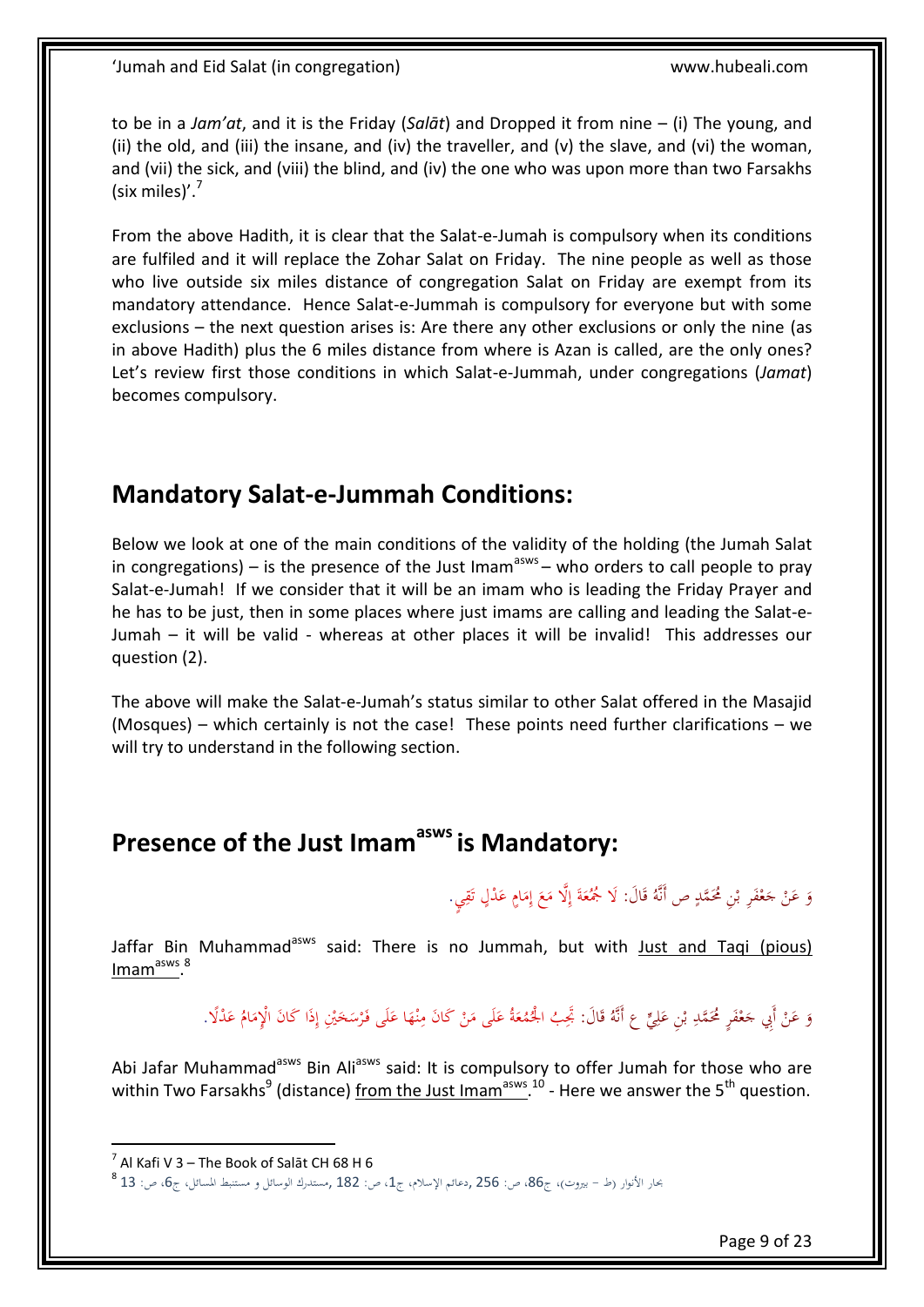to be in a *Jam'at*, and it is the Friday (*Salāt*) and Dropped it from nine – (i) The young, and (ii) the old, and (iii) the insane, and (iv) the traveller, and (v) the slave, and (vi) the woman, and (vii) the sick, and (viii) the blind, and (iv) the one who was upon more than two Farsakhs (six miles)'.[7]

From the above Hadith, it is clear that the Salat-e-Jumah is compulsory when its conditions are fulfiled and it will replace the Zohar Salat on Friday. The nine people as well as those who live outside six miles distance of congregation Salat on Friday are exempt from its mandatory attendance. Hence Salat-e-Jummah is compulsory for everyone but with some exclusions – the next question arises is: Are there any other exclusions or only the nine (as in above Hadith) plus the 6 miles distance from where is Azan is called, are the only ones? Let's review first those conditions in which Salat-e-Jummah, under congregations (*Jamat*) becomes compulsory.

## Mandatory Salat-e-Jummah Conditions:

Below we look at one of the main conditions of the validity of the holding (the Jumah Salat in congregations) – is the presence of the Just Imam[asws] – who orders to call people to pray Salat-e-Jumah! If we consider that it will be an imam who is leading the Friday Prayer and he has to be just, then in some places where just imams are calling and leading the Salat-e-Jumah – it will be valid - whereas at other places it will be invalid! This addresses our question (2).

The above will make the Salat-e-Jumah's status similar to other Salat offered in the Masajid (Mosques) – which certainly is not the case! These points need further clarifications – we will try to understand in the following section.

## Presence of the Just Imam[asws] is Mandatory:

وَ عَنْ جَعْفَرِ بْنِ مُحَمَّدٍ ص أَنَّهُ قَالَ: لَا جُمُعَةَ إِلَّا مَعَ إِمَامٍ عَدْلٍ تَقِيٍّ.

Jaffar Bin Muhammad[asws] said: There is no Jummah, but with Just and Taqi (pious) Imam[asws].[8]

وَ عَنْ أَبِي جَعْفَرٍ مُحَمَّدِ بْنِ عَلِيٍّ ع أَنَّهُ قَالَ: تَجِبُ الْجُمُعَةُ عَلَى مَنْ كَانَ مِنْهَا عَلَى فَرْسَخَيْنِ إِذَا كَانَ الْإِمَامُ عَدْلًا.

Abi Jafar Muhammad[asws] Bin Ali[asws] said: It is compulsory to offer Jumah for those who are within Two Farsakhs[9] (distance) from the Just Imam[asws].[10] - Here we answer the 5[th] question.

---

[7] Al Kafi V 3 – The Book of Salāt CH 68 H 6

[8] بحار الأنوار (ط - بيروت)، ج86، ص: 256 ,دعائم الإسلام، ج1، ص: 182 ,مستدرك الوسائل و مستنبط المسائل، ج6، ص: 13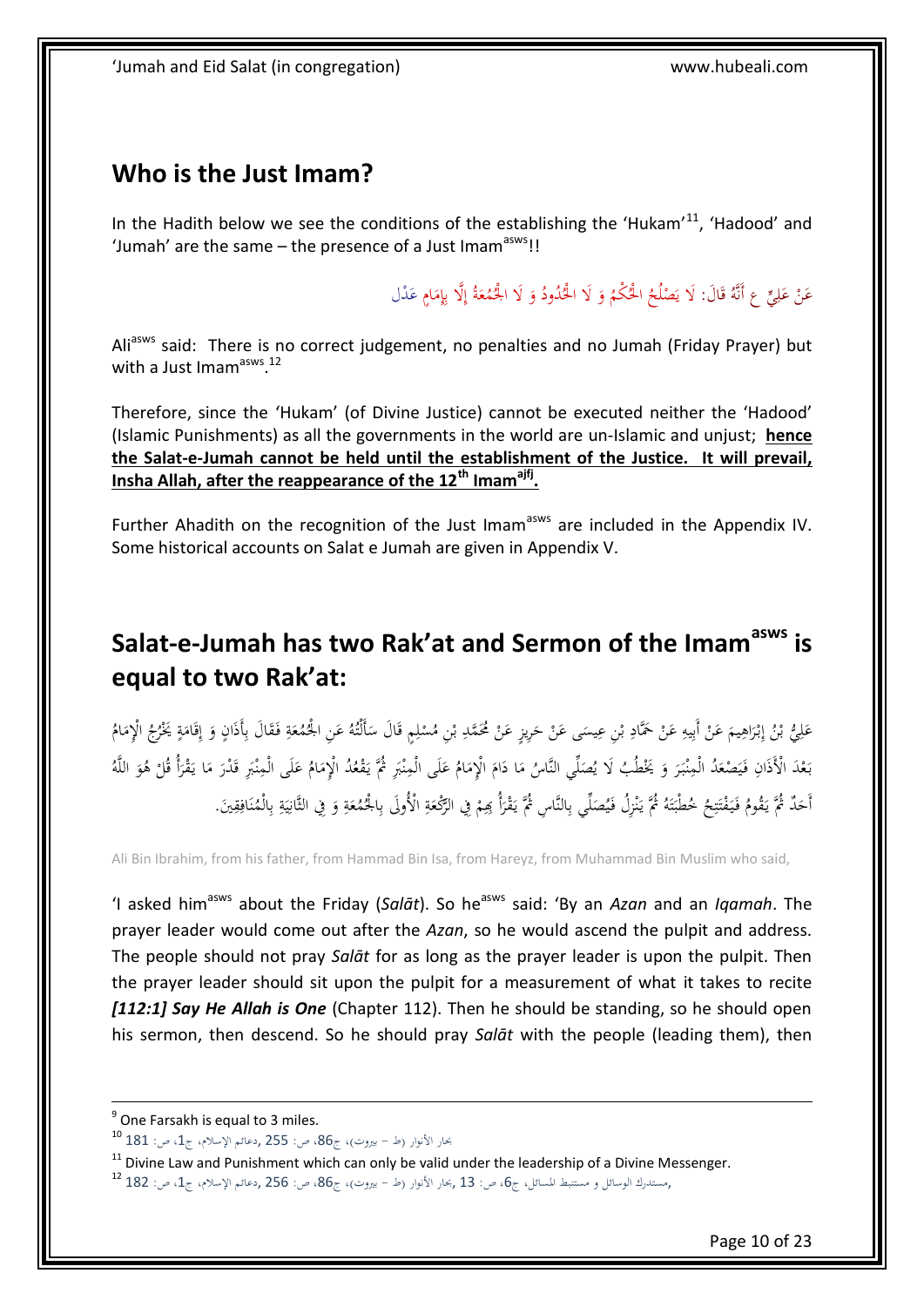## Who is the Just Imam?

In the Hadith below we see the conditions of the establishing the 'Hukam'[11], 'Hadood' and 'Jumah' are the same – the presence of a Just Imam[asws]!!

عَنْ عَلِيٍّ ع أَنَّهُ قَالَ: لَا يَصْلُحُ الْحُكْمُ وَ لَا الْحُدُودُ وَ لَا الْجُمُعَةُ إِلَّا بِإِمَامٍ عَدْلٍ

Ali[asws] said: There is no correct judgement, no penalties and no Jumah (Friday Prayer) but with a Just Imam[asws].[12]

Therefore, since the 'Hukam' (of Divine Justice) cannot be executed neither the 'Hadood' (Islamic Punishments) as all the governments in the world are un-Islamic and unjust; **hence the Salat-e-Jumah cannot be held until the establishment of the Justice. It will prevail, Insha Allah, after the reappearance of the 12[th] Imam[ajfj].**

Further Ahadith on the recognition of the Just Imam[asws] are included in the Appendix IV. Some historical accounts on Salat e Jumah are given in Appendix V.

## Salat-e-Jumah has two Rak'at and Sermon of the Imam[asws] is equal to two Rak'at:

عَلِيُّ بْنُ إِبْرَاهِيمَ عَنْ أَبِيهِ عَنْ حَمَّادِ بْنِ عِيسَى عَنْ حَرِيزٍ عَنْ مُحَمَّدِ بْنِ مُسْلِمٍ قَالَ سَأَلْتُهُ عَنِ الْجُمُعَةِ فَقَالَ بِأَذَانٍ وَ إِقَامَةٍ يَخْرُجُ الْإِمَامُ بَعْدَ الْأَذَانِ فَيَصْعَدُ الْمِنْبَرَ وَ يَخْطُبُ لَا يُصَلِّي النَّاسُ مَا دَامَ الْإِمَامُ عَلَى الْمِنْبَرِ ثُمَّ يَقْعُدُ الْإِمَامُ عَلَى الْمِنْبَرِ قَدْرَ مَا يَقْرَأُ قُلْ هُوَ اللَّهُ أَحَدٌ ثُمَّ يَقُومُ فَيَفْتَتِحُ خُطْبَتَهُ ثُمَّ يَنْزِلُ فَيُصَلِّي بِالنَّاسِ ثُمَّ يَقْرَأُ بِهِمْ فِي الرَّكْعَةِ الْأُولَى بِالْجُمُعَةِ وَ فِي الثَّانِيَةِ بِالْمُنَافِقِينَ.

Ali Bin Ibrahim, from his father, from Hammad Bin Isa, from Hareyz, from Muhammad Bin Muslim who said,

'I asked him[asws] about the Friday (*Salāt*). So he[asws] said: 'By an *Azan* and an *Iqamah*. The prayer leader would come out after the *Azan*, so he would ascend the pulpit and address. The people should not pray *Salāt* for as long as the prayer leader is upon the pulpit. Then the prayer leader should sit upon the pulpit for a measurement of what it takes to recite ***[112:1] Say He Allah is One*** (Chapter 112). Then he should be standing, so he should open his sermon, then descend. So he should pray *Salāt* with the people (leading them), then

---

[9] One Farsakh is equal to 3 miles.

[10] بحار الأنوار (ط – بيروت)، ج86، ص: 255 ,دعائم الإسلام، ج1، ص: 181

[11] Divine Law and Punishment which can only be valid under the leadership of a Divine Messenger.

[12] ,مستدرك الوسائل و مستنبط المسائل، ج6، ص: 13 ,بحار الأنوار (ط – بيروت)، ج86، ص: 256 ,دعائم الإسلام، ج1، ص: 182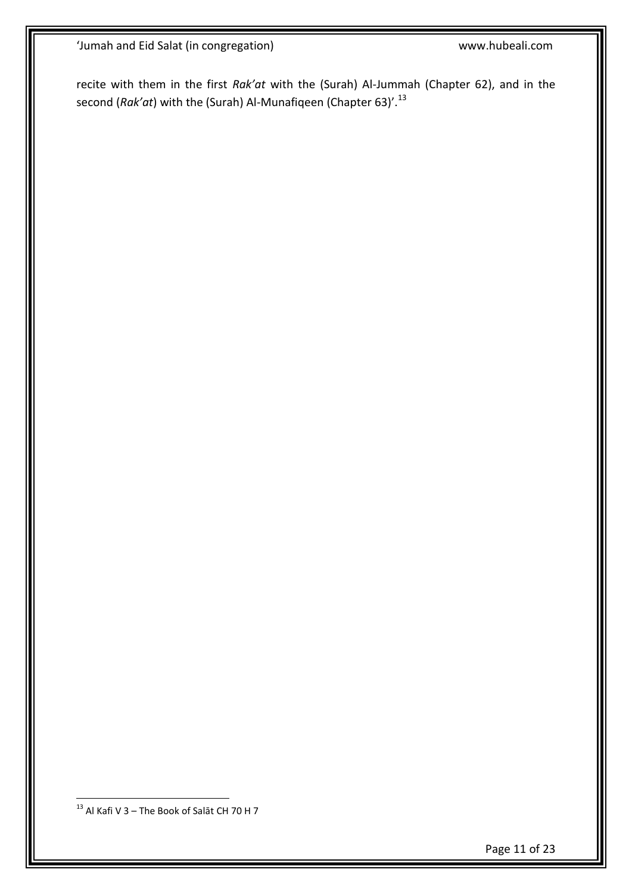recite with them in the first *Rak'at* with the (Surah) Al-Jummah (Chapter 62), and in the second (*Rak'at*) with the (Surah) Al-Munafiqeen (Chapter 63)'.[13]

[13] Al Kafi V 3 – The Book of Salāt CH 70 H 7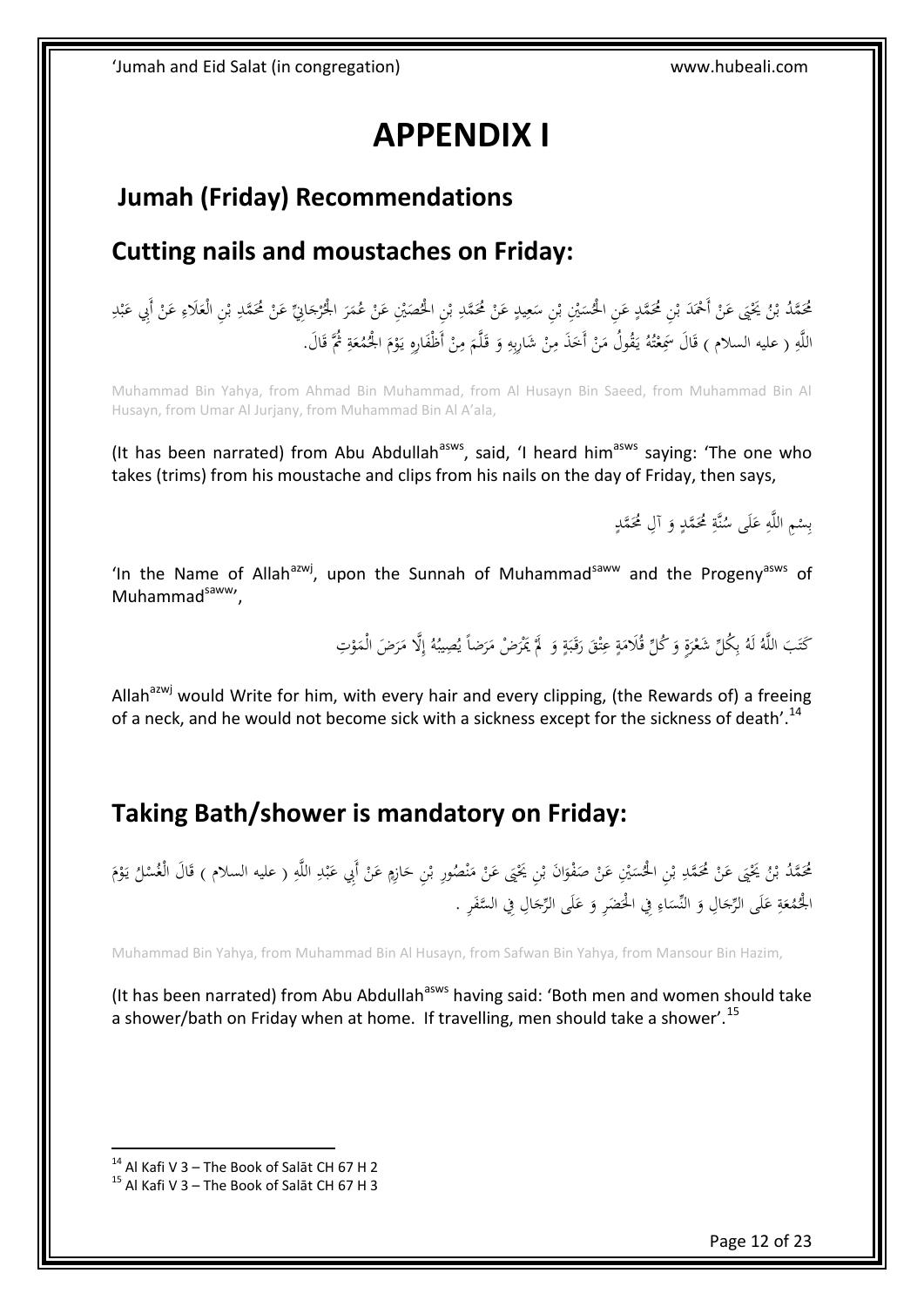# APPENDIX I

## Jumah (Friday) Recommendations

## Cutting nails and moustaches on Friday:

مُحَمَّدُ بْنُ يَحْيَى عَنْ أَحْمَدَ بْنِ مُحَمَّدٍ عَنِ الْحُسَيْنِ بْنِ سَعِيدٍ عَنْ مُحَمَّدِ بْنِ الْحُصَيْنِ عَنْ عُمَرَ الْجُرْجَانِيِّ عَنْ مُحَمَّدِ بْنِ الْعَلَاءِ عَنْ أَبِي عَبْدِ اللَّهِ ( عليه السلام ) قَالَ سَمِعْتُهُ يَقُولُ مَنْ أَخَذَ مِنْ شَارِبِهِ وَ قَلَّمَ مِنْ أَظْفَارِهِ يَوْمَ الْجُمُعَةِ ثُمَّ قَالَ.

Muhammad Bin Yahya, from Ahmad Bin Muhammad, from Al Husayn Bin Saeed, from Muhammad Bin Al Husayn, from Umar Al Jurjany, from Muhammad Bin Al A'ala,

(It has been narrated) from Abu Abdullah[asws], said, 'I heard him[asws] saying: 'The one who takes (trims) from his moustache and clips from his nails on the day of Friday, then says,

بِسْمِ اللَّهِ عَلَى سُنَّةِ مُحَمَّدٍ وَ آلِ مُحَمَّدٍ

'In the Name of Allah[azwj], upon the Sunnah of Muhammad[saww] and the Progeny[asws] of Muhammad[saww]',

كَتَبَ اللَّهُ لَهُ بِكُلِّ شَعْرَةٍ وَ كُلِّ قُلَامَةٍ عِتْقَ رَقَبَةٍ وَ لَمْ يَمْرَضْ مَرَضاً يُصِيبُهُ إِلَّا مَرَضَ الْمَوْتِ

Allah[azwj] would Write for him, with every hair and every clipping, (the Rewards of) a freeing of a neck, and he would not become sick with a sickness except for the sickness of death'.[14]

## Taking Bath/shower is mandatory on Friday:

مُحَمَّدُ بْنُ يَحْيَى عَنْ مُحَمَّدِ بْنِ الْحُسَيْنِ عَنْ صَفْوَانَ بْنِ يَحْيَى عَنْ مَنْصُورِ بْنِ حَازِمٍ عَنْ أَبِي عَبْدِ اللَّهِ ( عليه السلام ) قَالَ الْغُسْلُ يَوْمَ الْجُمُعَةِ عَلَى الرِّجَالِ وَ النِّسَاءِ فِي الْحَضَرِ وَ عَلَى الرِّجَالِ فِي السَّفَرِ .

Muhammad Bin Yahya, from Muhammad Bin Al Husayn, from Safwan Bin Yahya, from Mansour Bin Hazim,

(It has been narrated) from Abu Abdullah[asws] having said: 'Both men and women should take a shower/bath on Friday when at home. If travelling, men should take a shower'.[15]

---

[14] Al Kafi V 3 – The Book of Salāt CH 67 H 2

[15] Al Kafi V 3 – The Book of Salāt CH 67 H 3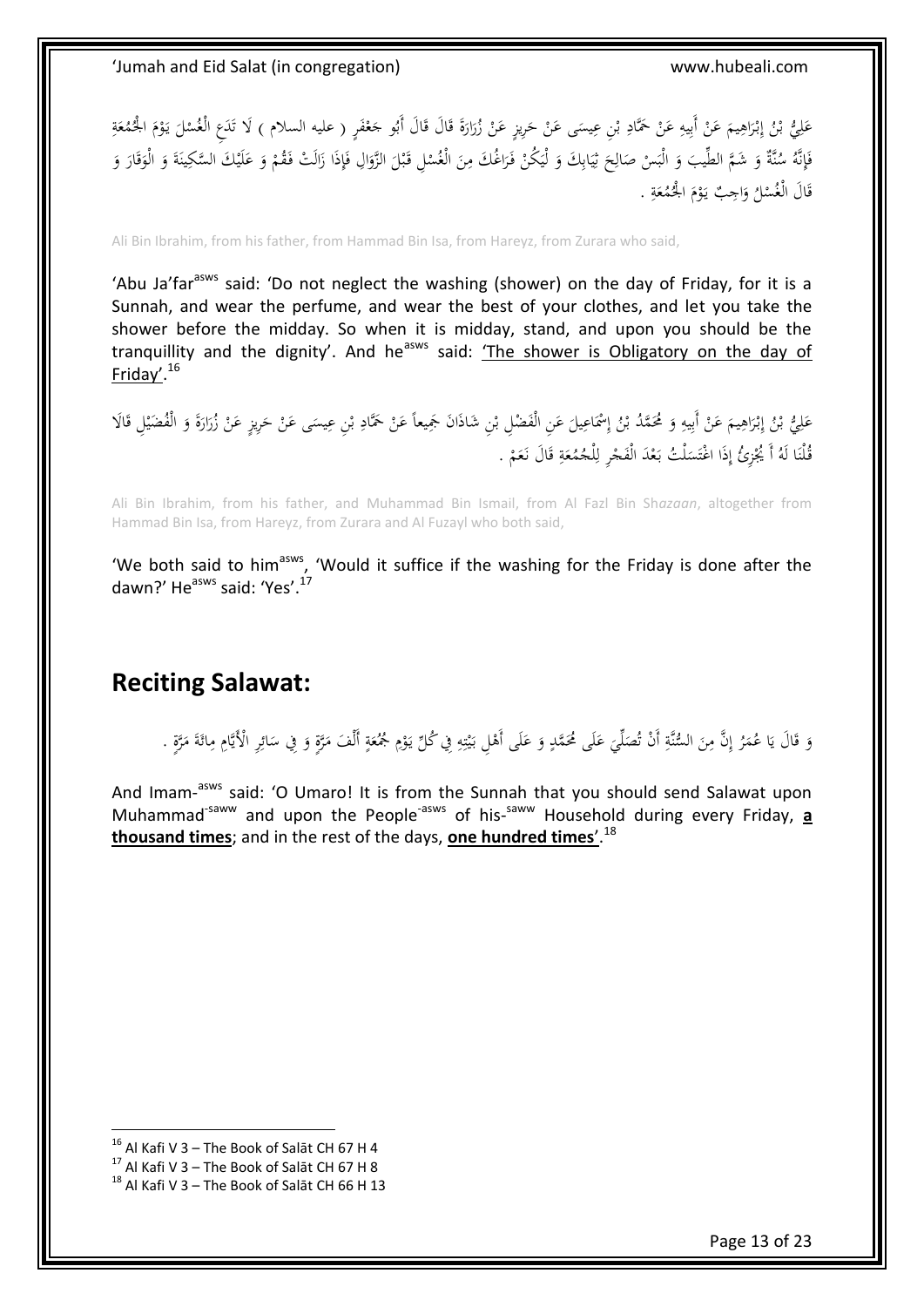عَلِيُّ بْنُ إِبْرَاهِيمَ عَنْ أَبِيهِ عَنْ حَمَّادِ بْنِ عِيسَى عَنْ حَرِيزٍ عَنْ زُرَارَةَ قَالَ قَالَ أَبُو جَعْفَرٍ ( عليه السلام ) لَا تَدَعِ الْغُسْلَ يَوْمَ الْجُمُعَةِ فَإِنَّهُ سُنَّةٌ وَ شَمَّ الطِّيبَ وَ الْبَسْ صَالِحَ ثِيَابِكَ وَ لْيَكُنْ فَرَاغُكَ مِنَ الْغُسْلِ قَبْلَ الزَّوَالِ فَإِذَا زَالَتْ فَقُمْ وَ عَلَيْكَ السَّكِينَةَ وَ الْوَقَارَ وَ قَالَ الْغُسْلُ وَاجِبٌ يَوْمَ الْجُمُعَةِ .

Ali Bin Ibrahim, from his father, from Hammad Bin Isa, from Hareyz, from Zurara who said,

'Abu Ja'far[asws] said: 'Do not neglect the washing (shower) on the day of Friday, for it is a Sunnah, and wear the perfume, and wear the best of your clothes, and let you take the shower before the midday. So when it is midday, stand, and upon you should be the tranquillity and the dignity'. And he[asws] said: 'The shower is Obligatory on the day of Friday'.[16]

عَلِيُّ بْنُ إِبْرَاهِيمَ عَنْ أَبِيهِ وَ مُحَمَّدُ بْنُ إِسْمَاعِيلَ عَنِ الْفَضْلِ بْنِ شَاذَانَ جَمِيعاً عَنْ حَمَّادِ بْنِ عِيسَى عَنْ حَرِيزٍ عَنْ زُرَارَةَ وَ الْفُضَيْلِ قَالَا قُلْنَا لَهُ أَ يُجْزِئُ إِذَا اغْتَسَلْتُ بَعْدَ الْفَجْرِ لِلْجُمُعَةِ قَالَ نَعَمْ .

Ali Bin Ibrahim, from his father, and Muhammad Bin Ismail, from Al Fazl Bin Sh*azaan*, altogether from Hammad Bin Isa, from Hareyz, from Zurara and Al Fuzayl who both said,

'We both said to him[asws], 'Would it suffice if the washing for the Friday is done after the dawn?' He[asws] said: 'Yes'.[17]

## Reciting Salawat:

وَ قَالَ يَا عُمَرُ إِنَّ مِنَ السُّنَّةِ أَنْ تُصَلِّيَ عَلَى مُحَمَّدٍ وَ عَلَى أَهْلِ بَيْتِهِ فِي كُلِّ يَوْمِ جُمُعَةٍ أَلْفَ مَرَّةٍ وَ فِي سَائِرِ الْأَيَّامِ مِائَةَ مَرَّةٍ .

And Imam-[asws] said: 'O Umaro! It is from the Sunnah that you should send Salawat upon Muhammad[saww] and upon the People[asws] of his-[saww] Household during every Friday, **a thousand times**; and in the rest of the days, **one hundred times**'.[18]

---

[16] Al Kafi V 3 – The Book of Salāt CH 67 H 4

[17] Al Kafi V 3 – The Book of Salāt CH 67 H 8

[18] Al Kafi V 3 – The Book of Salāt CH 66 H 13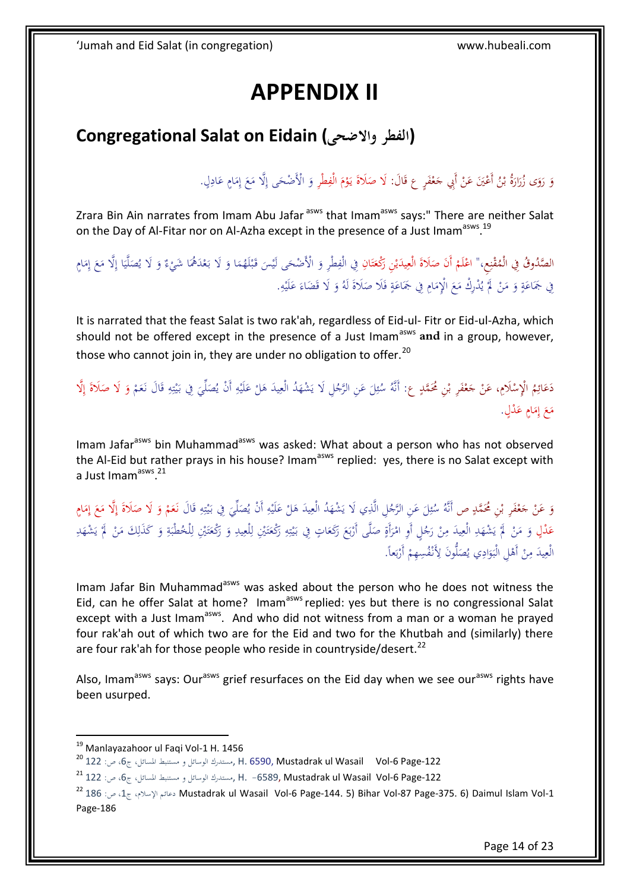# APPENDIX II

## Congregational Salat on Eidain (الفطر والاضحى)

وَ رَوَى زُرَارَةُ بْنُ أَعْيَنَ عَنْ أَبِي جَعْفَرٍ ع قَالَ: لَا صَلَاةَ يَوْمَ الْفِطْرِ وَ الْأَضْحَى إِلَّا مَعَ إِمَامٍ عَادِلٍ.

Zrara Bin Ain narrates from Imam Abu Jafar asws that Imamasws says:" There are neither Salat on the Day of Al-Fitar nor on Al-Azha except in the presence of a Just Imamasws.[19]

الصَّدُوقُ فِي الْمُقْنِعِ،" اعْلَمْ أَنَ صَلَاةَ الْعِيدَيْنِ رَكْعَتَانِ فِي الْفِطْرِ وَ الْأَضْحَى لَيْسَ قَبْلَهُمَا وَ لَا بَعْدَهُمَا شَيْءٌ وَ لَا يُصَلَّيَا إِلَّا مَعَ إِمَامٍ فِي جَمَاعَةٍ وَ مَنْ لَمْ يُدْرِكْ مَعَ الْإِمَامِ فِي جَمَاعَةٍ فَلَا صَلَاةَ لَهُ وَ لَا قَضَاءَ عَلَيْهِ.

It is narrated that the feast Salat is two rak'ah, regardless of Eid-ul- Fitr or Eid-ul-Azha, which should not be offered except in the presence of a Just Imamasws **and** in a group, however, those who cannot join in, they are under no obligation to offer.[20]

دَعَائِمُ الْإِسْلَامِ، عَنْ جَعْفَرِ بْنِ مُحَمَّدٍ ع: أَنَّهُ سُئِلَ عَنِ الرَّجُلِ لَا يَشْهَدُ الْعِيدَ هَلْ عَلَيْهِ أَنْ يُصَلِّيَ فِي بَيْتِهِ قَالَ نَعَمْ وَ لَا صَلَاةَ إِلَّا مَعَ إِمَامٍ عَدْلٍ.

Imam Jafarasws bin Muhammadasws was asked: What about a person who has not observed the Al-Eid but rather prays in his house? Imamasws replied: yes, there is no Salat except with a Just Imamasws.[21]

وَ عَنْ جَعْفَرِ بْنِ مُحَمَّدٍ ص أَنَّهُ سُئِلَ عَنِ الرَّجُلِ الَّذِي لَا يَشْهَدُ الْعِيدَ هَلْ عَلَيْهِ أَنْ يُصَلِّيَ فِي بَيْتِهِ قَالَ نَعَمْ وَ لَا صَلَاةَ إِلَّا مَعَ إِمَامٍ عَدْلٍ وَ مَنْ لَمْ يَشْهَدِ الْعِيدَ مِنْ رَجُلٍ أَوِ امْرَأَةٍ صَلَّى أَرْبَعَ رَكَعَاتٍ فِي بَيْتِهِ رَكْعَتَيْنِ لِلْعِيدِ وَ رَكْعَتَيْنِ لِلْخُطْبَةِ وَ كَذَلِكَ مَنْ لَمْ يَشْهَدِ الْعِيدَ مِنْ أَهْلِ الْبَوَادِي يُصَلُّونَ لِأَنْفُسِهِمْ أَرْبَعاً.

Imam Jafar Bin Muhammadasws was asked about the person who he does not witness the Eid, can he offer Salat at home? Imamasws replied: yes but there is no congressional Salat except with a Just Imamasws. And who did not witness from a man or a woman he prayed four rak'ah out of which two are for the Eid and two for the Khutbah and (similarly) there are four rak'ah for those people who reside in countryside/desert.[22]

Also, Imamasws says: Ourasws grief resurfaces on the Eid day when we see ourasws rights have been usurped.

---

[19] Manlayazahoor ul Faqi Vol-1 H. 1456

[20] مستدرك الوسائل و مستنبط المسائل، ج6، ص: 122, H. 6590, Mustadrak ul Wasail Vol-6 Page-122

[21] مستدرك الوسائل و مستنبط المسائل، ج6، ص: 122, H. -6589, Mustadrak ul Wasail Vol-6 Page-122

[22] دعائم الإسلام، ج1، ص: 186 Mustadrak ul Wasail Vol-6 Page-144. 5) Bihar Vol-87 Page-375. 6) Daimul Islam Vol-1 Page-186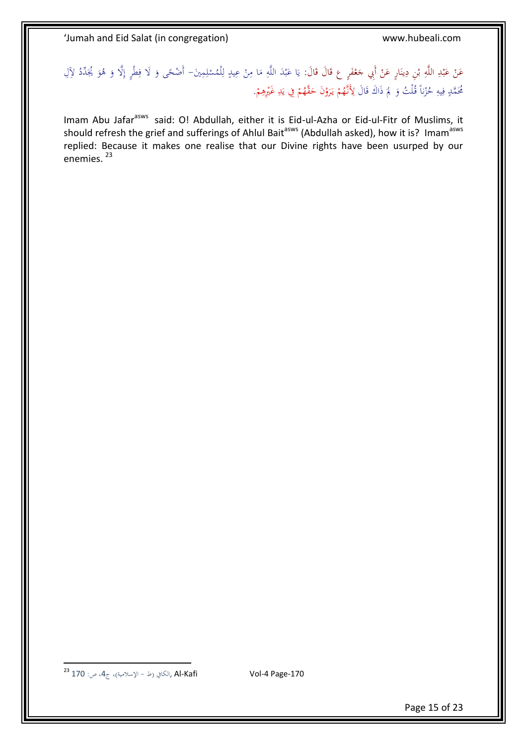عَنْ عَبْدِ اللَّهِ بْنِ دِينَارٍ عَنْ أَبِي جَعْفَرٍ ع قَالَ قَالَ: يَا عَبْدَ اللَّهِ مَا مِنْ عِيدٍ لِلْمُسْلِمِينَ- أَضْحًى وَ لَا فِطْرٍ إِلَّا وَ هُوَ يُجَدِّدُ لِآلِ مُحَمَّدٍ فِيهِ حُزْناً قُلْتُ وَ لِمَ ذَاكَ قَالَ لِأَنَّهُمْ يَرَوْنَ حَقَّهُمْ فِي يَدِ غَيْرِهِمْ.

Imam Abu Jafar[asws] said: O! Abdullah, either it is Eid-ul-Azha or Eid-ul-Fitr of Muslims, it should refresh the grief and sufferings of Ahlul Bait[asws] (Abdullah asked), how it is? Imam[asws] replied: Because it makes one realise that our Divine rights have been usurped by our enemies. [23]

---

[23] الكافي (ط - الإسلامية)، ج4، ص: 170, Al-Kafi Vol-4 Page-170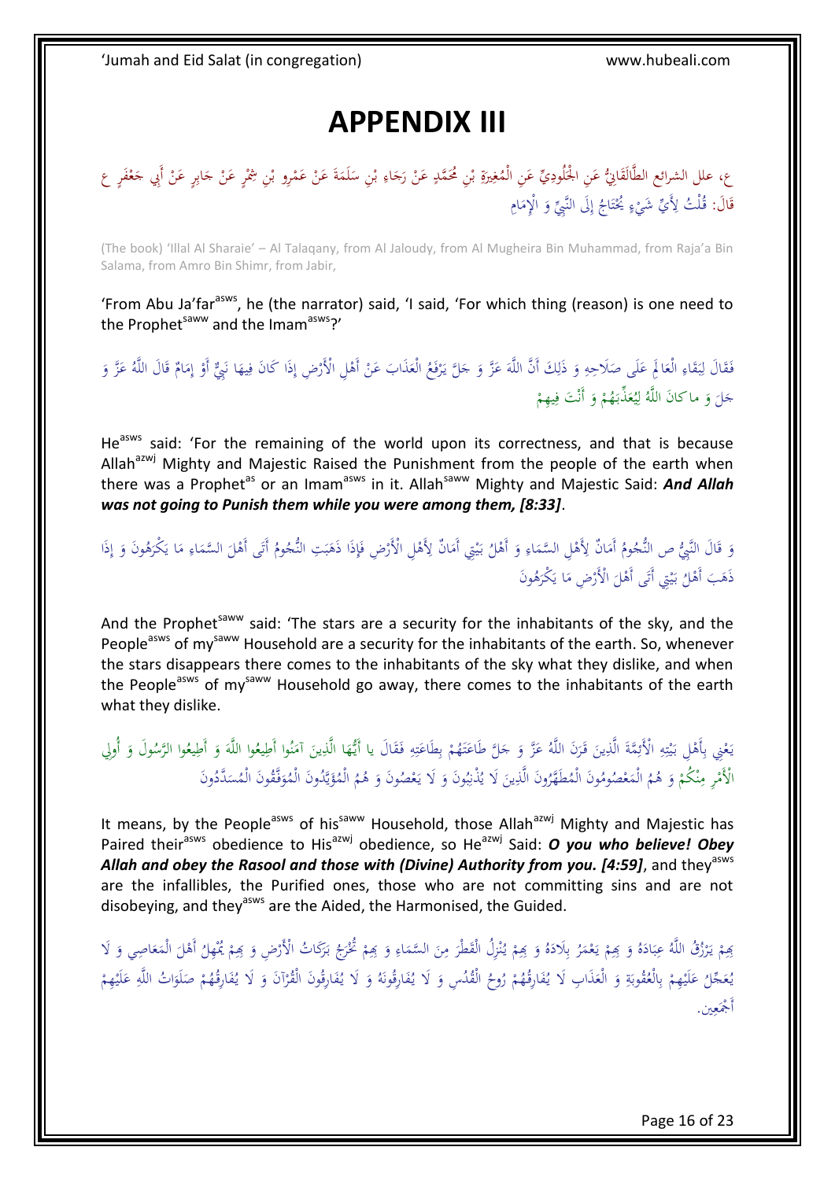# APPENDIX III

ع، علل الشرائع الطَّالَقَانِيُّ عَنِ الْجَلُودِيِّ عَنِ الْمُغِيرَةِ بْنِ مُحَمَّدٍ عَنْ رَجَاءِ بْنِ سَلَمَةَ عَنْ عَمْرِو بْنِ شِمْرٍ عَنْ جَابِرٍ عَنْ أَبِي جَعْفَرٍ ع قَالَ: قُلْتُ لِأَيِّ شَيْءٍ يُحْتَاجُ إِلَى النَّبِيِّ وَ الْإِمَامِ

(The book) 'Illal Al Sharaie' – Al Talaqany, from Al Jaloudy, from Al Mugheira Bin Muhammad, from Raja'a Bin Salama, from Amro Bin Shimr, from Jabir,

'From Abu Ja'far[asws], he (the narrator) said, 'I said, 'For which thing (reason) is one need to the Prophet[saww] and the Imam[asws]?'

فَقَالَ لِبَقَاءِ الْعَالَمِ عَلَى صَلَاحِهِ وَ ذَلِكَ أَنَّ اللَّهَ عَزَّ وَ جَلَّ يَرْفَعُ الْعَذَابَ عَنْ أَهْلِ الْأَرْضِ إِذَا كَانَ فِيهَا نَبِيٌّ أَوْ إِمَامٌ قَالَ اللَّهُ عَزَّ وَ جَلَّ وَ ما كانَ اللَّهُ لِيُعَذِّبَهُمْ وَ أَنْتَ فِيهِمْ

He[asws] said: 'For the remaining of the world upon its correctness, and that is because Allah[azwj] Mighty and Majestic Raised the Punishment from the people of the earth when there was a Prophet[as] or an Imam[asws] in it. Allah[saww] Mighty and Majestic Said: ***And Allah was not going to Punish them while you were among them, [8:33]***.

وَ قَالَ النَّبِيُّ ص النُّجُومُ أَمَانٌ لِأَهْلِ السَّمَاءِ وَ أَهْلُ بَيْتِي أَمَانٌ لِأَهْلِ الْأَرْضِ فَإِذَا ذَهَبَتِ النُّجُومُ أَتَى أَهْلَ السَّمَاءِ مَا يَكْرَهُونَ وَ إِذَا ذَهَبَ أَهْلُ بَيْتِي أَتَى أَهْلَ الْأَرْضِ مَا يَكْرَهُونَ

And the Prophet[saww] said: 'The stars are a security for the inhabitants of the sky, and the People[asws] of my[saww] Household are a security for the inhabitants of the earth. So, whenever the stars disappears there comes to the inhabitants of the sky what they dislike, and when the People[asws] of my[saww] Household go away, there comes to the inhabitants of the earth what they dislike.

يَعْنِي بِأَهْلِ بَيْتِهِ الْأَئِمَّةَ الَّذِينَ قَرَنَ اللَّهُ عَزَّ وَ جَلَّ طَاعَتَهُمْ بِطَاعَتِهِ فَقَالَ يا أَيُّهَا الَّذِينَ آمَنُوا أَطِيعُوا اللَّهَ وَ أَطِيعُوا الرَّسُولَ وَ أُولِي الْأَمْرِ مِنْكُمْ وَ هُمُ الْمَعْصُومُونَ الْمُطَهَّرُونَ الَّذِينَ لَا يُذْنِبُونَ وَ لَا يَعْصُونَ وَ هُمُ الْمُؤَيَّدُونَ الْمُوَفَّقُونَ الْمُسَدَّدُونَ

It means, by the People[asws] of his[saww] Household, those Allah[azwj] Mighty and Majestic has Paired their[asws] obedience to His[azwj] obedience, so He[azwj] Said: ***O you who believe! Obey Allah and obey the Rasool and those with (Divine) Authority from you. [4:59]***, and they[asws] are the infallibles, the Purified ones, those who are not committing sins and are not disobeying, and they[asws] are the Aided, the Harmonised, the Guided.

بِهِمْ يَرْزُقُ اللَّهُ عِبَادَهُ وَ بِهِمْ يَعْمُرُ بِلَادَهُ وَ بِهِمْ يُنْزِلُ الْقَطْرَ مِنَ السَّمَاءِ وَ بِهِمْ تُخْرَجُ بَرَكَاتُ الْأَرْضِ وَ بِهِمْ يُمْهِلُ أَهْلَ الْمَعَاصِي وَ لَا يُعَجِّلُ عَلَيْهِمْ بِالْعُقُوبَةِ وَ الْعَذَابِ لَا يُفَارِقُهُمْ رُوحُ الْقُدُسِ وَ لَا يُفَارِقُونَهُ وَ لَا يُفَارِقُونَ الْقُرْآنَ وَ لَا يُفَارِقُهُمْ صَلَوَاتُ اللَّهِ عَلَيْهِمْ أَجْمَعِين.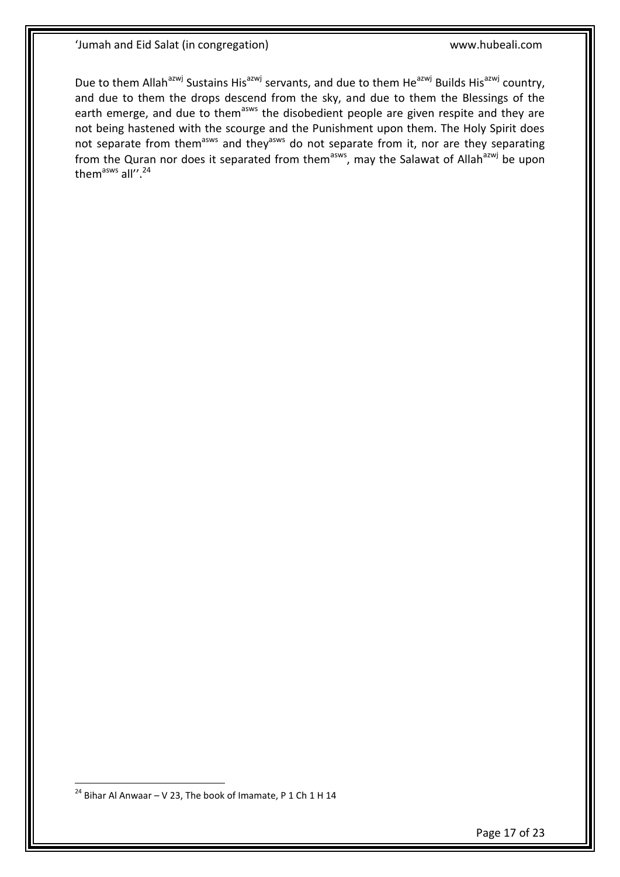Due to them Allah[azwj] Sustains His[azwj] servants, and due to them He[azwj] Builds His[azwj] country, and due to them the drops descend from the sky, and due to them the Blessings of the earth emerge, and due to them[asws] the disobedient people are given respite and they are not being hastened with the scourge and the Punishment upon them. The Holy Spirit does not separate from them[asws] and they[asws] do not separate from it, nor are they separating from the Quran nor does it separated from them[asws], may the Salawat of Allah[azwj] be upon them[asws] all''.[24]

[24] Bihar Al Anwaar – V 23, The book of Imamate, P 1 Ch 1 H 14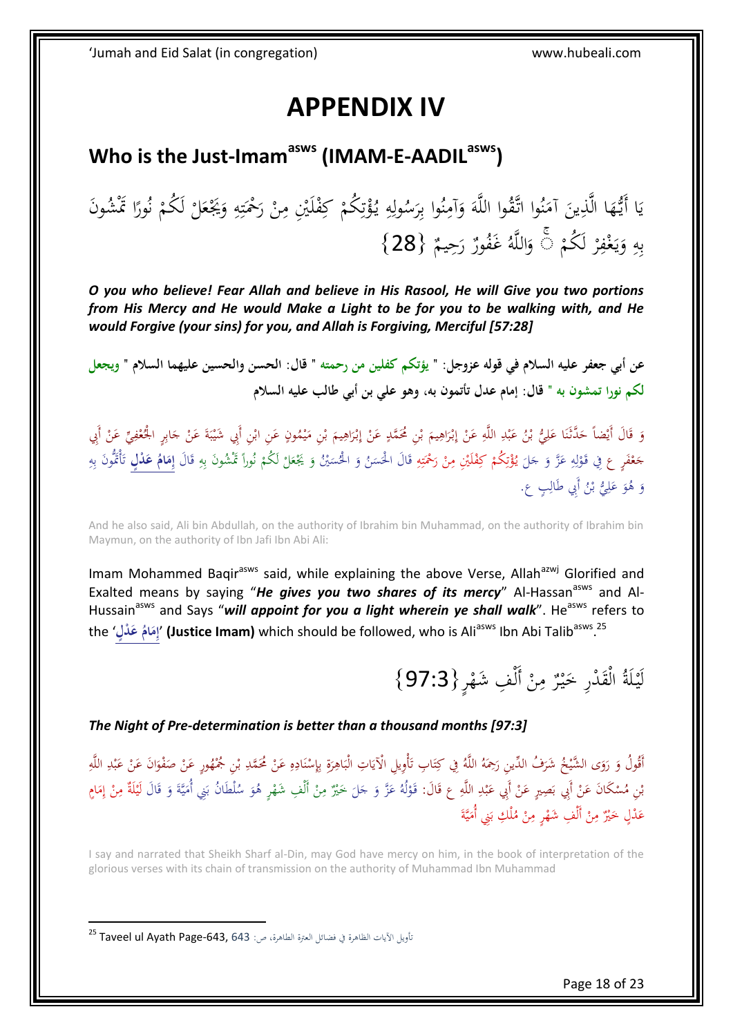# APPENDIX IV

## Who is the Just-Imam[asws] (IMAM-E-AADIL[asws])

يَا أَيُّهَا الَّذِينَ آمَنُوا اتَّقُوا اللَّهَ وَآمِنُوا بِرَسُولِهِ يُؤْتِكُمْ كِفْلَيْنِ مِنْ رَحْمَتِهِ وَيَجْعَلْ لَكُمْ نُورًا تَمْشُونَ بِهِ وَيَغْفِرْ لَكُمْ ۚ وَاللَّهُ غَفُورٌ رَحِيمٌ {28}

***O you who believe! Fear Allah and believe in His Rasool, He will Give you two portions from His Mercy and He would Make a Light to be for you to be walking with, and He would Forgive (your sins) for you, and Allah is Forgiving, Merciful [57:28]***

**عن أبي جعفر عليه السلام في قوله عزوجل: " يؤتكم كفلين من رحمته " قال: الحسن والحسين عليهما السلام " ويجعل لكم نورا تمشون به " قال: إمام عدل تأتمون به، وهو علي بن أبي طالب عليه السلام**

وَ قَالَ أَيْضاً حَدَّثَنَا عَلِيُّ بْنُ عَبْدِ اللَّهِ عَنْ إِبْرَاهِيمَ بْنِ مُحَمَّدٍ عَنْ إِبْرَاهِيمَ بْنِ مَيْمُونٍ عَنِ ابْنِ أَبِي شَيْبَةَ عَنْ جَابِرٍ الْجُعْفِيِّ عَنْ أَبِي جَعْفَرٍ ع فِي قَوْلِهِ عَزَّ وَ جَلَ يُؤْتِكُمْ كِفْلَيْنِ مِنْ رَحْمَتِهِ قَالَ الْحَسَنُ وَ الْحُسَيْنُ وَ يَجْعَلْ لَكُمْ نُوراً تَمْشُونَ بِهِ قَالَ **إِمَامُ عَدْلٍ** تَأْتَمُّونَ بِهِ وَ هُوَ عَلِيُّ بْنُ أَبِي طَالِبٍ ع.

And he also said, Ali bin Abdullah, on the authority of Ibrahim bin Muhammad, on the authority of Ibrahim bin Maymun, on the authority of Ibn Jafi Ibn Abi Ali:

Imam Mohammed Baqir[asws] said, while explaining the above Verse, Allah[azwj] Glorified and Exalted means by saying "***He gives you two shares of its mercy***" Al-Hassan[asws] and Al-Hussain[asws] and Says "***will appoint for you a light wherein ye shall walk***". He[asws] refers to the '**إِمَامُ عَدْلٍ**' **(Justice Imam)** which should be followed, who is Ali[asws] Ibn Abi Talib[asws].[25]

لَيْلَةُ الْقَدْرِ خَيْرٌ مِنْ أَلْفِ شَهْرٍ {97:3}

***The Night of Pre-determination is better than a thousand months [97:3]***

أَقُولُ وَ رَوَى الشَّيْخُ شَرَفُ الدِّينِ رَحِمَهُ اللَّهُ فِي كِتَابِ تَأْوِيلِ الْآيَاتِ الْبَاهِرَةِ بِإِسْنَادِهِ عَنْ مُحَمَّدِ بْنِ جُمْهُورٍ عَنْ صَفْوَانَ عَنْ عَبْدِ اللَّهِ بْنِ مُسْكَانَ عَنْ أَبِي بَصِيرٍ عَنْ أَبِي عَبْدِ اللَّهِ ع قَالَ: قَوْلُهُ عَزَّ وَ جَلَ خَيْرٌ مِنْ أَلْفِ شَهْرٍ هُوَ سُلْطَانُ بَنِي أُمَيَّةَ وَ قَالَ لَيْلَةٌ مِنْ إِمَامٍ عَدْلٍ خَيْرٌ مِنْ أَلْفِ شَهْرٍ مِنْ مُلْكِ بَنِي أُمَيَّةَ

I say and narrated that Sheikh Sharf al-Din, may God have mercy on him, in the book of interpretation of the glorious verses with its chain of transmission on the authority of Muhammad Ibn Muhammad

---

[25] Taveel ul Ayath Page-643, تأويل الآيات الظاهرة في فضائل العترة الطاهرة، ص: 643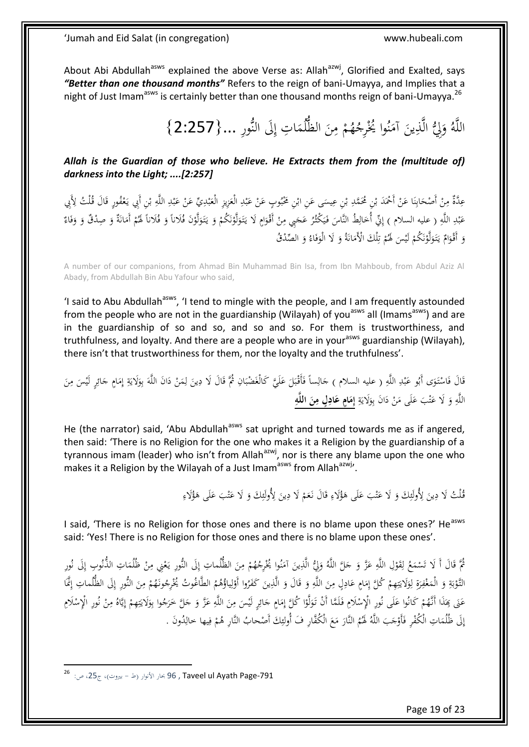About Abi Abdullah[asws] explained the above Verse as: Allah[azwj], Glorified and Exalted, says ***"Better than one thousand months"*** Refers to the reign of bani-Umayya, and Implies that a night of Just Imam[asws] is certainly better than one thousand months reign of bani-Umayya.[26]

اللَّهُ وَلِيُّ الَّذِينَ آمَنُوا يُخْرِجُهُمْ مِنَ الظُّلُمَاتِ إِلَى النُّورِ ...{2:257}

***Allah is the Guardian of those who believe. He Extracts them from the (multitude of) darkness into the Light; ....[2:257]***

عِدَّةٌ مِنْ أَصْحَابِنَا عَنْ أَحْمَدَ بْنِ مُحَمَّدِ بْنِ عِيسَى عَنِ ابْنِ مَحْبُوبٍ عَنْ عَبْدِ الْعَزِيزِ الْعَبْدِيِّ عَنْ عَبْدِ اللَّهِ بْنِ أَبِي يَعْفُورٍ قَالَ قُلْتُ لِأَبِي عَبْدِ اللَّهِ ( عليه السلام ) إِنِّي أُخَالِطُ النَّاسَ فَيَكْثُرُ عَجَبِي مِنْ أَقْوَامٍ لَا يَتَوَلَّوْنَكُمْ وَ يَتَوَلَّوْنَ فُلَاناً وَ فُلَاناً لَهُمْ أَمَانَةٌ وَ صِدْقٌ وَ وَفَاءٌ وَ أَقْوَامٌ يَتَوَلَّوْنَكُمْ لَيْسَ لَهُمْ تِلْكَ الْأَمَانَةُ وَ لَا الْوَفَاءُ وَ الصِّدْقُ

A number of our companions, from Ahmad Bin Muhammad Bin Isa, from Ibn Mahboub, from Abdul Aziz Al Abady, from Abdullah Bin Abu Yafour who said,

'I said to Abu Abdullah[asws], 'I tend to mingle with the people, and I am frequently astounded from the people who are not in the guardianship (Wilayah) of you[asws] all (Imams[asws]) and are in the guardianship of so and so, and so and so. For them is trustworthiness, and truthfulness, and loyalty. And there are a people who are in your[asws] guardianship (Wilayah), there isn't that trustworthiness for them, nor the loyalty and the truthfulness'.

قَالَ فَاسْتَوَى أَبُو عَبْدِ اللَّهِ ( عليه السلام ) جَالِساً فَأَقْبَلَ عَلَيَّ كَالْغَضْبَانِ ثُمَّ قَالَ لَا دِينَ لِمَنْ دَانَ اللَّهَ بِوَلَايَةِ إِمَامٍ جَائِرٍ لَيْسَ مِنَ اللَّهِ وَ لَا عَتْبَ عَلَى مَنْ دَانَ بِوَلَايَةِ **إِمَامٍ عَادِلٍ مِنَ اللَّهِ**

He (the narrator) said, 'Abu Abdullah[asws] sat upright and turned towards me as if angered, then said: 'There is no Religion for the one who makes it a Religion by the guardianship of a tyrannous imam (leader) who isn't from Allah[azwj], nor is there any blame upon the one who makes it a Religion by the Wilayah of a Just Imam[asws] from Allah[azwj]'.

قُلْتُ لَا دِينَ لِأُولَئِكَ وَ لَا عَتْبَ عَلَى هَؤُلَاءِ قَالَ نَعَمْ لَا دِينَ لِأُولَئِكَ وَ لَا عَتْبَ عَلَى هَؤُلَاءِ

I said, 'There is no Religion for those ones and there is no blame upon these ones?' He[asws] said: 'Yes! There is no Religion for those ones and there is no blame upon these ones'.

ثُمَّ قَالَ أَ لَا تَسْمَعُ لِقَوْلِ اللَّهِ عَزَّ وَ جَلَّ اللَّهُ وَلِيُّ الَّذِينَ آمَنُوا يُخْرِجُهُمْ مِنَ الظُّلُماتِ إِلَى النُّورِ يَعْنِي مِنْ ظُلُمَاتِ الذُّنُوبِ إِلَى نُورِ التَّوْبَةِ وَ الْمَغْفِرَةِ لِوَلَايَتِهِمْ كُلَّ إِمَامٍ عَادِلٍ مِنَ اللَّهِ وَ قَالَ وَ الَّذِينَ كَفَرُوا أَوْلِياؤُهُمُ الطَّاغُوتُ يُخْرِجُونَهُمْ مِنَ النُّورِ إِلَى الظُّلُماتِ إِنَّمَا عَنَى بِهَذَا أَنَّهُمْ كَانُوا عَلَى نُورِ الْإِسْلَامِ فَلَمَّا أَنْ تَوَلَّوْا كُلَّ إِمَامٍ جَائِرٍ لَيْسَ مِنَ اللَّهِ عَزَّ وَ جَلَّ خَرَجُوا بِوَلَايَتِهِمْ إِيَّاهُ مِنْ نُورِ الْإِسْلَامِ إِلَى ظُلُمَاتِ الْكُفْرِ فَأَوْجَبَ اللَّهُ لَهُمُ النَّارَ مَعَ الْكُفَّارِ فَ أُولئِكَ أَصْحابُ النَّارِ هُمْ فِيها خالِدُونَ .

---

[26] بحار الأنوار (ط - بيروت)، ج25، ص: 96 , Taveel ul Ayath Page-791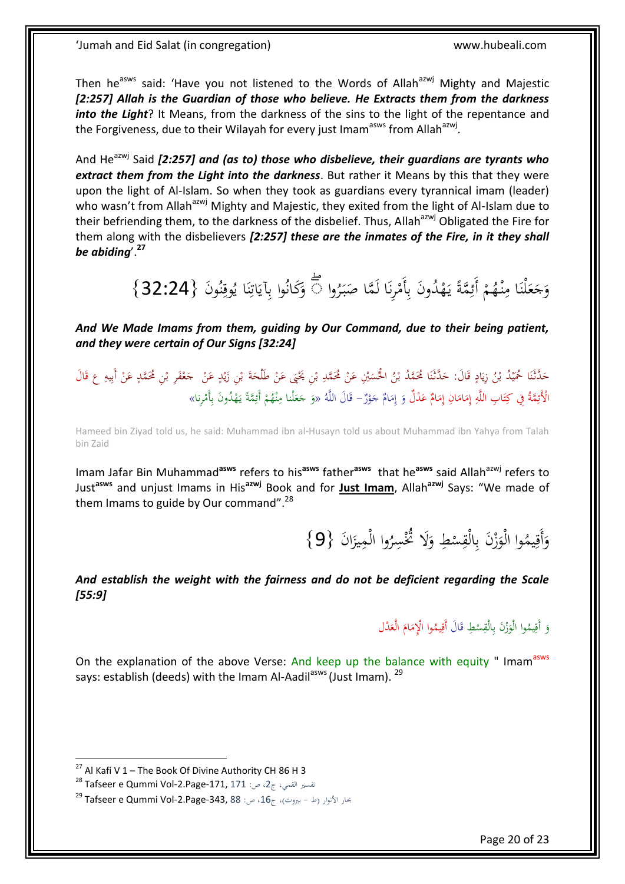Then he[asws] said: 'Have you not listened to the Words of Allah[azwj] Mighty and Majestic ***[2:257] Allah is the Guardian of those who believe. He Extracts them from the darkness into the Light***? It Means, from the darkness of the sins to the light of the repentance and the Forgiveness, due to their Wilayah for every just Imam[asws] from Allah[azwj].

And He[azwj] Said ***[2:257] and (as to) those who disbelieve, their guardians are tyrants who extract them from the Light into the darkness***. But rather it Means by this that they were upon the light of Al-Islam. So when they took as guardians every tyrannical imam (leader) who wasn't from Allah[azwj] Mighty and Majestic, they exited from the light of Al-Islam due to their befriending them, to the darkness of the disbelief. Thus, Allah[azwj] Obligated the Fire for them along with the disbelievers ***[2:257] these are the inmates of the Fire, in it they shall be abiding***'.[27]

وَجَعَلْنَا مِنْهُمْ أَئِمَّةً يَهْدُونَ بِأَمْرِنَا لَمَّا صَبَرُوا ۖ وَكَانُوا بِآيَاتِنَا يُوقِنُونَ {32:24}

***And We Made Imams from them, guiding by Our Command, due to their being patient, and they were certain of Our Signs [32:24]***

حَدَّثَنَا حُمَيْدُ بْنُ زِيَادٍ قَالَ: حَدَّثَنَا مُحَمَّدُ بْنُ الْحُسَيْنِ عَنْ مُحَمَّدِ بْنِ يَحْيَى عَنْ طَلْحَةَ بْنِ زَيْدٍ عَنْ جَعْفَرِ بْنِ مُحَمَّدٍ عَنْ أَبِيهِ ع قَالَ الْأَئِمَّةُ فِي كِتَابِ اللَّهِ إِمَامَانِ إِمَامٌ عَدْلٌ وَ إِمَامٌ جَوْرٌ- قَالَ اللَّهُ «وَ جَعَلْنا مِنْهُمْ أَئِمَّةً يَهْدُونَ بِأَمْرِنا»

Hameed bin Ziyad told us, he said: Muhammad ibn al-Husayn told us about Muhammad ibn Yahya from Talah bin Zaid

Imam Jafar Bin Muhammad[asws] refers to his[asws] father[asws] that he[asws] said Allah[azwj] refers to Just[asws] and unjust Imams in His[azwj] Book and for **Just Imam**, Allah[azwj] Says: "We made of them Imams to guide by Our command".[28]

وَأَقِيمُوا الْوَزْنَ بِالْقِسْطِ وَلَا تُخْسِرُوا الْمِيزَانَ {9}

***And establish the weight with the fairness and do not be deficient regarding the Scale [55:9]***

وَ أَقِيمُوا الْوَزْنَ بِالْقِسْطِ قَالَ أَقِيمُوا الْإِمَامَ الْعَدْلَ

On the explanation of the above Verse: And keep up the balance with equity " Imam[asws] says: establish (deeds) with the Imam Al-Aadil[asws] (Just Imam). [29]

---

[27] Al Kafi V 1 – The Book Of Divine Authority CH 86 H 3

[28] Tafseer e Qummi Vol-2.Page-171, تفسير القمي، ج2، ص: 171

[29] Tafseer e Qummi Vol-2.Page-343, بحار الأنوار (ط - بيروت)، ج16، ص: 88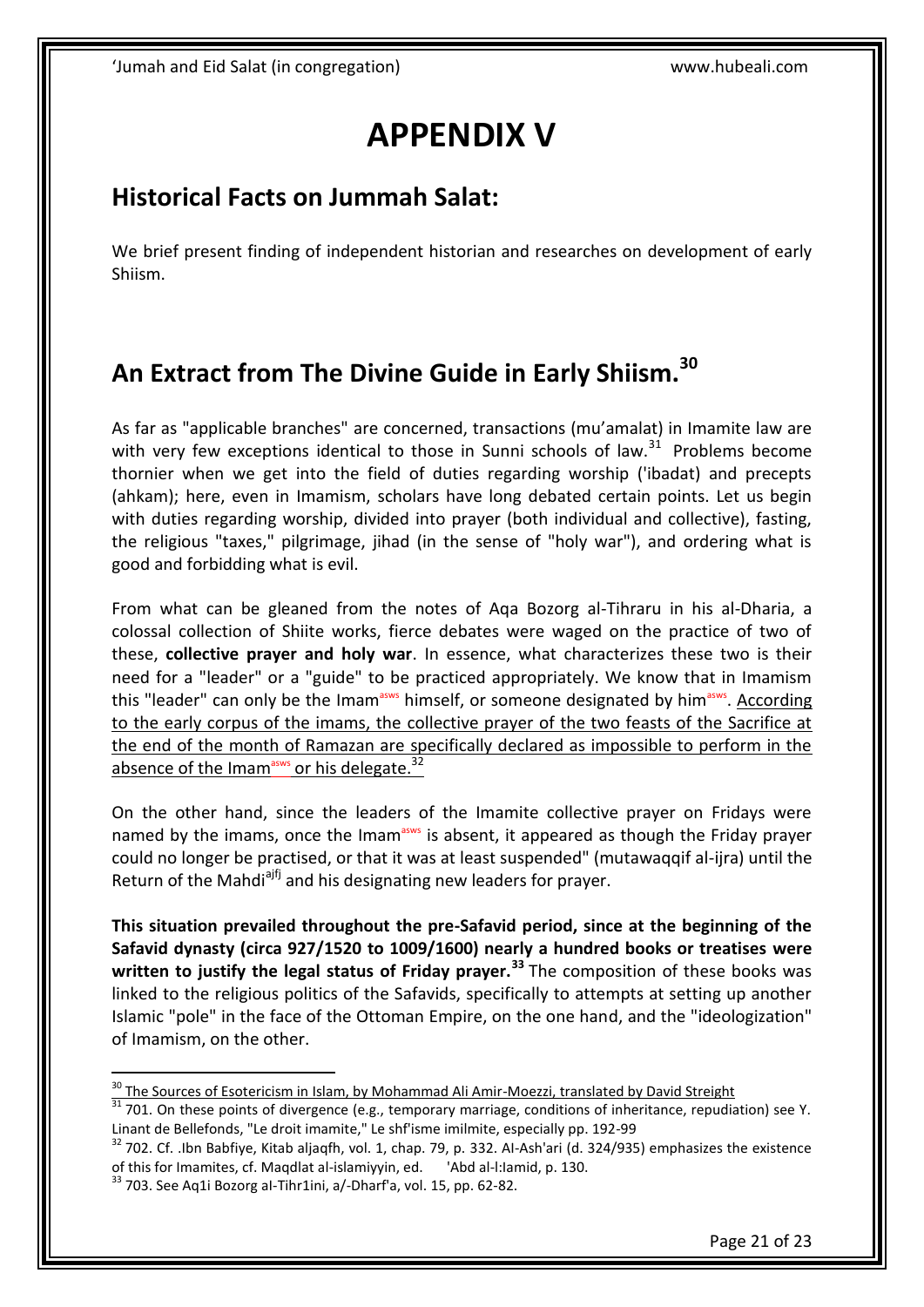# APPENDIX V

## Historical Facts on Jummah Salat:

We brief present finding of independent historian and researches on development of early Shiism.

## An Extract from The Divine Guide in Early Shiism.[30]

As far as "applicable branches" are concerned, transactions (mu'amalat) in Imamite law are with very few exceptions identical to those in Sunni schools of law.[31] Problems become thornier when we get into the field of duties regarding worship ('ibadat) and precepts (ahkam); here, even in Imamism, scholars have long debated certain points. Let us begin with duties regarding worship, divided into prayer (both individual and collective), fasting, the religious "taxes," pilgrimage, jihad (in the sense of "holy war"), and ordering what is good and forbidding what is evil.

From what can be gleaned from the notes of Aqa Bozorg al-Tihraru in his al-Dharia, a colossal collection of Shiite works, fierce debates were waged on the practice of two of these, **collective prayer and holy war**. In essence, what characterizes these two is their need for a "leader" or a "guide" to be practiced appropriately. We know that in Imamism this "leader" can only be the Imam[asws] himself, or someone designated by him[asws]. According to the early corpus of the imams, the collective prayer of the two feasts of the Sacrifice at the end of the month of Ramazan are specifically declared as impossible to perform in the absence of the Imam[asws] or his delegate.[32]

On the other hand, since the leaders of the Imamite collective prayer on Fridays were named by the imams, once the Imam[asws] is absent, it appeared as though the Friday prayer could no longer be practised, or that it was at least suspended" (mutawaqqif al-ijra) until the Return of the Mahdi[ajfj] and his designating new leaders for prayer.

**This situation prevailed throughout the pre-Safavid period, since at the beginning of the Safavid dynasty (circa 927/1520 to 1009/1600) nearly a hundred books or treatises were written to justify the legal status of Friday prayer.[33]** The composition of these books was linked to the religious politics of the Safavids, specifically to attempts at setting up another Islamic "pole" in the face of the Ottoman Empire, on the one hand, and the "ideologization" of Imamism, on the other.

---

[30] The Sources of Esotericism in Islam, by Mohammad Ali Amir-Moezzi, translated by David Streight

[31] 701. On these points of divergence (e.g., temporary marriage, conditions of inheritance, repudiation) see Y. Linant de Bellefonds, "Le droit imamite," Le shf'isme imilmite, especially pp. 192-99

[32] 702. Cf. .Ibn Babfiye, Kitab aljaqfh, vol. 1, chap. 79, p. 332. AI-Ash'ari (d. 324/935) emphasizes the existence of this for Imamites, cf. Maqdlat al-islamiyyin, ed. 'Abd al-I:Iamid, p. 130.

[33] 703. See Aq1i Bozorg aI-Tihr1ini, a/-Dharf'a, vol. 15, pp. 62-82.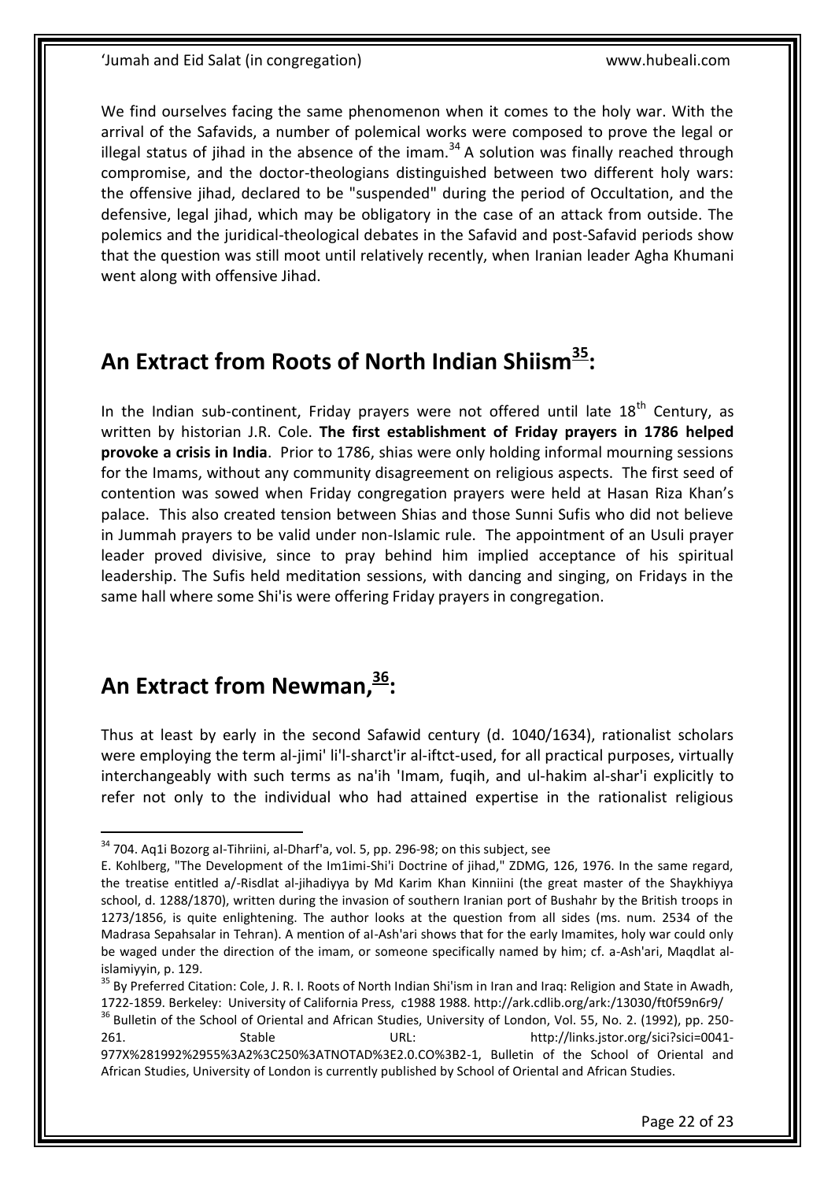We find ourselves facing the same phenomenon when it comes to the holy war. With the arrival of the Safavids, a number of polemical works were composed to prove the legal or illegal status of jihad in the absence of the imam.[34] A solution was finally reached through compromise, and the doctor-theologians distinguished between two different holy wars: the offensive jihad, declared to be "suspended" during the period of Occultation, and the defensive, legal jihad, which may be obligatory in the case of an attack from outside. The polemics and the juridical-theological debates in the Safavid and post-Safavid periods show that the question was still moot until relatively recently, when Iranian leader Agha Khumani went along with offensive Jihad.

## An Extract from Roots of North Indian Shiism[35]:

In the Indian sub-continent, Friday prayers were not offered until late 18th Century, as written by historian J.R. Cole. **The first establishment of Friday prayers in 1786 helped provoke a crisis in India**. Prior to 1786, shias were only holding informal mourning sessions for the Imams, without any community disagreement on religious aspects. The first seed of contention was sowed when Friday congregation prayers were held at Hasan Riza Khan's palace. This also created tension between Shias and those Sunni Sufis who did not believe in Jummah prayers to be valid under non-Islamic rule. The appointment of an Usuli prayer leader proved divisive, since to pray behind him implied acceptance of his spiritual leadership. The Sufis held meditation sessions, with dancing and singing, on Fridays in the same hall where some Shi'is were offering Friday prayers in congregation.

## An Extract from Newman,[36]:

Thus at least by early in the second Safawid century (d. 1040/1634), rationalist scholars were employing the term al-jimi' li'l-sharct'ir al-iftct-used, for all practical purposes, virtually interchangeably with such terms as na'ih 'Imam, fuqih, and ul-hakim al-shar'i explicitly to refer not only to the individual who had attained expertise in the rationalist religious

---

[34] 704. Aq1i Bozorg aI-Tihriini, al-Dharf'a, vol. 5, pp. 296-98; on this subject, see E. Kohlberg, "The Development of the Im1imi-Shi'i Doctrine of jihad," ZDMG, 126, 1976. In the same regard, the treatise entitled a/-Risdlat al-jihadiyya by Md Karim Khan Kinniini (the great master of the Shaykhiyya school, d. 1288/1870), written during the invasion of southern Iranian port of Bushahr by the British troops in 1273/1856, is quite enlightening. The author looks at the question from all sides (ms. num. 2534 of the Madrasa Sepahsalar in Tehran). A mention of aI-Ash'ari shows that for the early Imamites, holy war could only be waged under the direction of the imam, or someone specifically named by him; cf. a-Ash'ari, Maqdlat al-islamiyyin, p. 129.

[35] By Preferred Citation: Cole, J. R. I. Roots of North Indian Shi'ism in Iran and Iraq: Religion and State in Awadh, 1722-1859. Berkeley: University of California Press, c1988 1988. http://ark.cdlib.org/ark:/13030/ft0f59n6r9/

[36] Bulletin of the School of Oriental and African Studies, University of London, Vol. 55, No. 2. (1992), pp. 250-261. Stable URL: http://links.jstor.org/sici?sici=0041-977X%281992%2955%3A2%3C250%3ATNOTAD%3E2.0.CO%3B2-1, Bulletin of the School of Oriental and African Studies, University of London is currently published by School of Oriental and African Studies.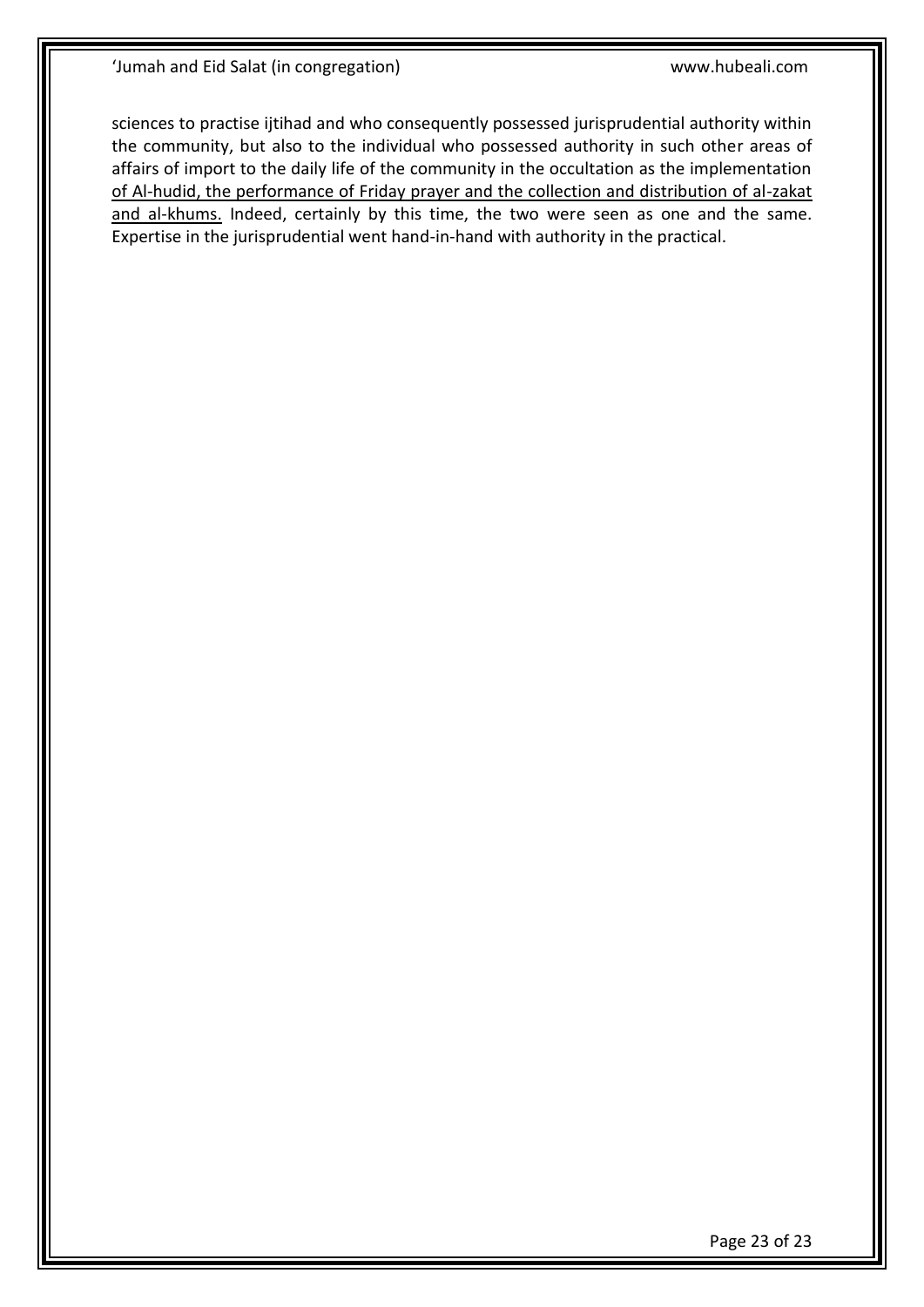sciences to practise ijtihad and who consequently possessed jurisprudential authority within the community, but also to the individual who possessed authority in such other areas of affairs of import to the daily life of the community in the occultation as the implementation <u>of Al-hudid, the performance of Friday prayer and the collection and distribution of al-zakat and al-khums.</u> Indeed, certainly by this time, the two were seen as one and the same. Expertise in the jurisprudential went hand-in-hand with authority in the practical.